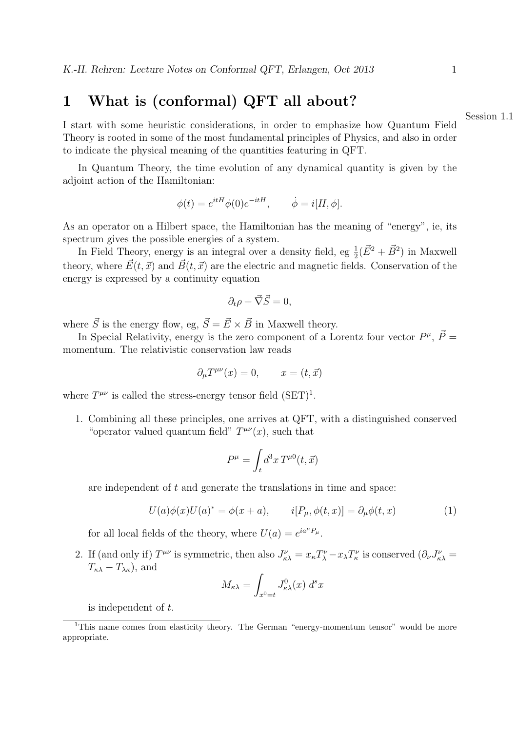# 1 What is (conformal) QFT all about?

Session 1.1

I start with some heuristic considerations, in order to emphasize how Quantum Field Theory is rooted in some of the most fundamental principles of Physics, and also in order to indicate the physical meaning of the quantities featuring in QFT.

In Quantum Theory, the time evolution of any dynamical quantity is given by the adjoint action of the Hamiltonian:

$$\phi(t) = e^{itH}\phi(0)e^{-itH}, \qquad \dot{\phi} = i[H, \phi].$$

As an operator on a Hilbert space, the Hamiltonian has the meaning of "energy", ie, its spectrum gives the possible energies of a system.

In Field Theory, energy is an integral over a density field, eg $\frac{1}{2}(\vec{E}^2 + \vec{B}^2)$ in Maxwell theory, where $\vec{E}(t, \vec{x})$ and $\vec{B}(t, \vec{x})$ are the electric and magnetic fields. Conservation of the energy is expressed by a continuity equation

$$\partial_t \rho + \vec{\nabla}\vec{S} = 0,$$

where $\vec{S}$ is the energy flow, eg, $\vec{S} = \vec{E} \times \vec{B}$ in Maxwell theory.

In Special Relativity, energy is the zero component of a Lorentz four vector $P^\mu$, $\vec{P}$ = momentum. The relativistic conservation law reads

$$\partial_\mu T^{\mu\nu}(x) = 0, \qquad x = (t, \vec{x})$$

where $T^{\mu\nu}$ is called the stress-energy tensor field (SET)[1].

1. Combining all these principles, one arrives at QFT, with a distinguished conserved "operator valued quantum field" $T^{\mu\nu}(x)$, such that

   $$P^\mu = \int_t d^3x \, T^{\mu 0}(t, \vec{x})$$

   are independent of $t$ and generate the translations in time and space:

   $$U(a)\phi(x)U(a)^* = \phi(x + a), \qquad i[P_\mu, \phi(t, x)] = \partial_\mu \phi(t, x) \tag{1}$$

   for all local fields of the theory, where $U(a) = e^{ia^\mu P_\mu}$.

2. If (and only if) $T^{\mu\nu}$ is symmetric, then also $J^\nu_{\kappa\lambda} = x_\kappa T^\nu_\lambda - x_\lambda T^\nu_\kappa$ is conserved ($\partial_\nu J^\nu_{\kappa\lambda} = T_{\kappa\lambda} - T_{\lambda\kappa}$), and

   $$M_{\kappa\lambda} = \int_{x^0=t} J^0_{\kappa\lambda}(x) \, d^s x$$

   is independent of $t$.

[1] This name comes from elasticity theory. The German "energy-momentum tensor" would be more appropriate.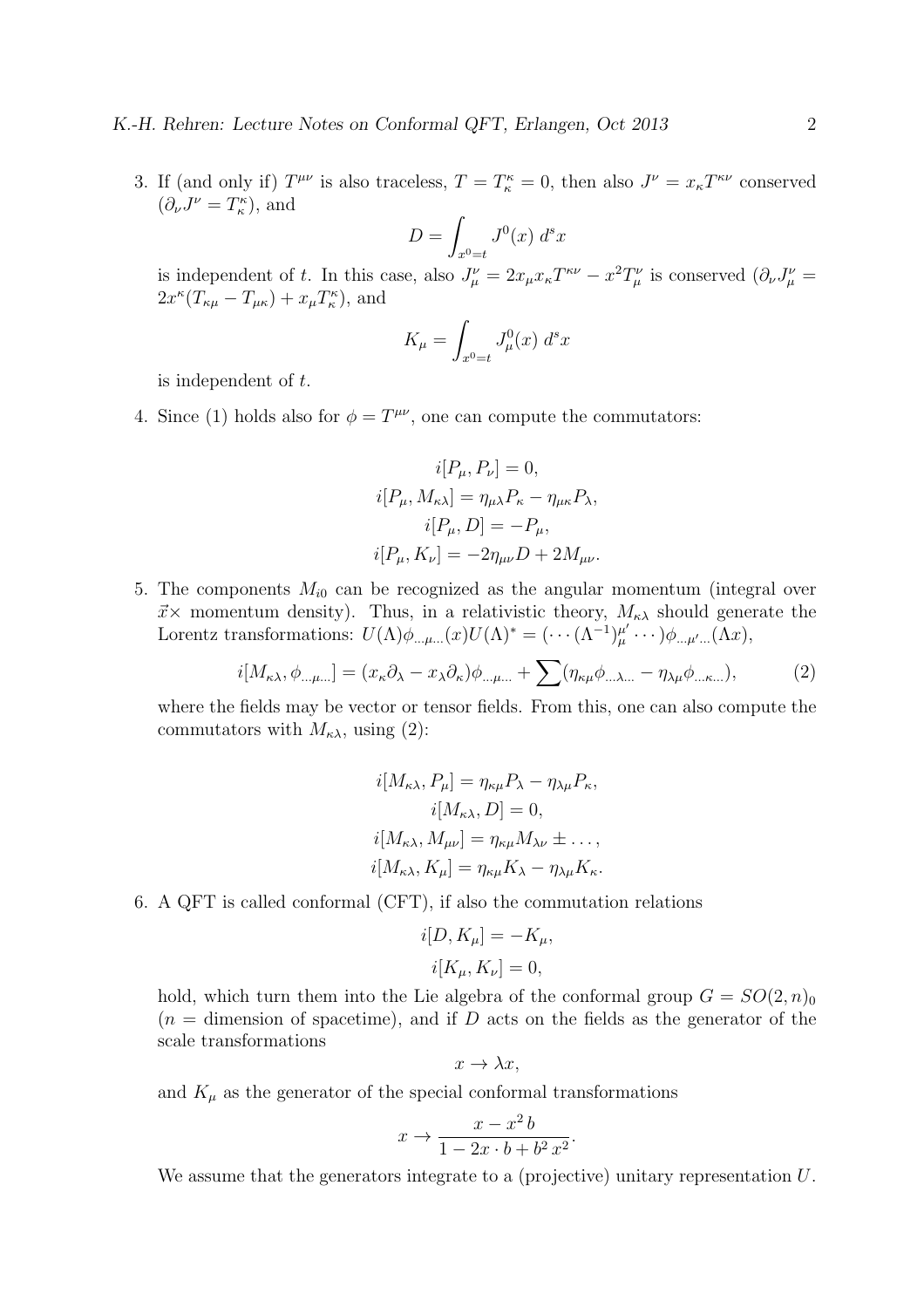3. If (and only if) $T^{\mu\nu}$ is also traceless, $T = T^\kappa_\kappa = 0$, then also $J^\nu = x_\kappa T^{\kappa\nu}$ conserved ($\partial_\nu J^\nu = T^\kappa_\kappa$), and

$$D = \int_{x^0=t} J^0(x)\ d^sx$$

is independent of $t$. In this case, also $J^\nu_\mu = 2x_\mu x_\kappa T^{\kappa\nu} - x^2 T^\nu_\mu$ is conserved ($\partial_\nu J^\nu_\mu = 2x^\kappa(T_{\kappa\mu} - T_{\mu\kappa}) + x_\mu T^\kappa_\kappa$), and

$$K_\mu = \int_{x^0=t} J^0_\mu(x)\ d^sx$$

is independent of $t$.

4. Since (1) holds also for $\phi = T^{\mu\nu}$, one can compute the commutators:

$$i[P_\mu, P_\nu] = 0,$$
$$i[P_\mu, M_{\kappa\lambda}] = \eta_{\mu\lambda}P_\kappa - \eta_{\mu\kappa}P_\lambda,$$
$$i[P_\mu, D] = -P_\mu,$$
$$i[P_\mu, K_\nu] = -2\eta_{\mu\nu}D + 2M_{\mu\nu}.$$

5. The components $M_{i0}$ can be recognized as the angular momentum (integral over $\vec{x}\times$ momentum density). Thus, in a relativistic theory, $M_{\kappa\lambda}$ should generate the Lorentz transformations: $U(\Lambda)\phi_{\dots\mu\dots}(x)U(\Lambda)^* = (\cdots(\Lambda^{-1})^{\mu'}_\mu\cdots)\phi_{\dots\mu'\dots}(\Lambda x)$,

$$i[M_{\kappa\lambda}, \phi_{\dots\mu\dots}] = (x_\kappa\partial_\lambda - x_\lambda\partial_\kappa)\phi_{\dots\mu\dots} + \sum(\eta_{\kappa\mu}\phi_{\dots\lambda\dots} - \eta_{\lambda\mu}\phi_{\dots\kappa\dots}), \tag{2}$$

where the fields may be vector or tensor fields. From this, one can also compute the commutators with $M_{\kappa\lambda}$, using (2):

$$i[M_{\kappa\lambda}, P_\mu] = \eta_{\kappa\mu}P_\lambda - \eta_{\lambda\mu}P_\kappa,$$
$$i[M_{\kappa\lambda}, D] = 0,$$
$$i[M_{\kappa\lambda}, M_{\mu\nu}] = \eta_{\kappa\mu}M_{\lambda\nu} \pm \dots,$$
$$i[M_{\kappa\lambda}, K_\mu] = \eta_{\kappa\mu}K_\lambda - \eta_{\lambda\mu}K_\kappa.$$

6. A QFT is called conformal (CFT), if also the commutation relations

$$i[D, K_\mu] = -K_\mu,$$
$$i[K_\mu, K_\nu] = 0,$$

hold, which turn them into the Lie algebra of the conformal group $G = SO(2,n)_0$ ($n$ = dimension of spacetime), and if $D$ acts on the fields as the generator of the scale transformations

$$x \to \lambda x,$$

and $K_\mu$ as the generator of the special conformal transformations

$$x \to \frac{x - x^2\, b}{1 - 2x\cdot b + b^2\, x^2}.$$

We assume that the generators integrate to a (projective) unitary representation $U$.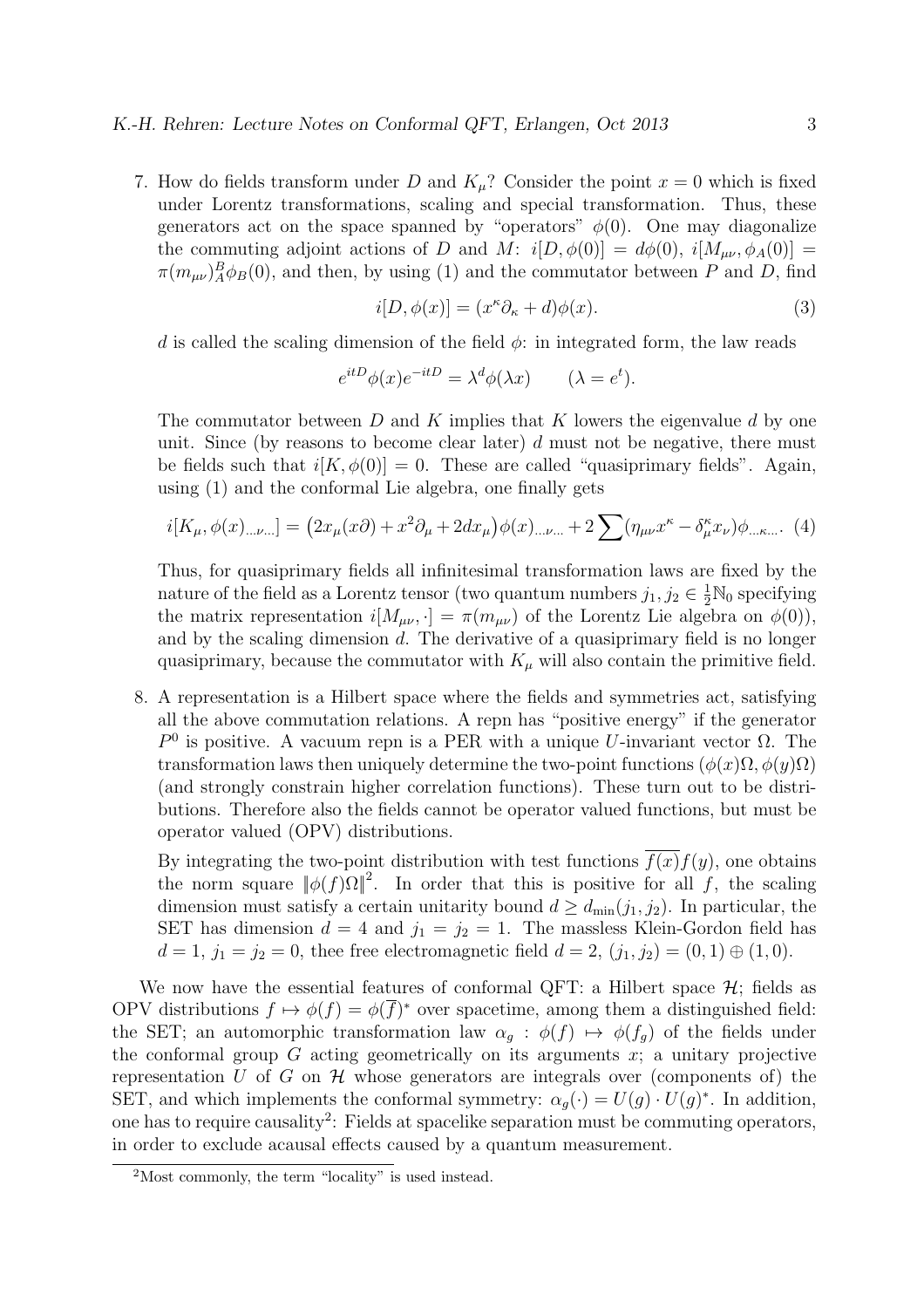7. How do fields transform under $D$ and $K_\mu$? Consider the point $x = 0$ which is fixed under Lorentz transformations, scaling and special transformation. Thus, these generators act on the space spanned by "operators" $\phi(0)$. One may diagonalize the commuting adjoint actions of $D$ and $M$: $i[D, \phi(0)] = d\phi(0)$, $i[M_{\mu\nu}, \phi_A(0)] = \pi(m_{\mu\nu})_A^B \phi_B(0)$, and then, by using (1) and the commutator between $P$ and $D$, find

$$i[D, \phi(x)] = (x^\kappa \partial_\kappa + d)\phi(x). \tag{3}$$

$d$ is called the scaling dimension of the field $\phi$: in integrated form, the law reads

$$e^{itD}\phi(x)e^{-itD} = \lambda^d \phi(\lambda x) \qquad (\lambda = e^t).$$

The commutator between $D$ and $K$ implies that $K$ lowers the eigenvalue $d$ by one unit. Since (by reasons to become clear later) $d$ must not be negative, there must be fields such that $i[K, \phi(0)] = 0$. These are called "quasiprimary fields". Again, using (1) and the conformal Lie algebra, one finally gets

$$i[K_\mu, \phi(x)_{\ldots\nu\ldots}] = \big(2x_\mu(x\partial) + x^2\partial_\mu + 2dx_\mu\big)\phi(x)_{\ldots\nu\ldots} + 2\sum(\eta_{\mu\nu}x^\kappa - \delta_\mu^\kappa x_\nu)\phi_{\ldots\kappa\ldots}. \tag{4}$$

Thus, for quasiprimary fields all infinitesimal transformation laws are fixed by the nature of the field as a Lorentz tensor (two quantum numbers $j_1, j_2 \in \frac{1}{2}\mathbb{N}_0$ specifying the matrix representation $i[M_{\mu\nu}, \cdot] = \pi(m_{\mu\nu})$ of the Lorentz Lie algebra on $\phi(0)$), and by the scaling dimension $d$. The derivative of a quasiprimary field is no longer quasiprimary, because the commutator with $K_\mu$ will also contain the primitive field.

8. A representation is a Hilbert space where the fields and symmetries act, satisfying all the above commutation relations. A repn has "positive energy" if the generator $P^0$ is positive. A vacuum repn is a PER with a unique $U$-invariant vector $\Omega$. The transformation laws then uniquely determine the two-point functions $(\phi(x)\Omega, \phi(y)\Omega)$ (and strongly constrain higher correlation functions). These turn out to be distributions. Therefore also the fields cannot be operator valued functions, but must be operator valued (OPV) distributions.

   By integrating the two-point distribution with test functions $\overline{f(x)}f(y)$, one obtains the norm square $\|\phi(f)\Omega\|^2$. In order that this is positive for all $f$, the scaling dimension must satisfy a certain unitarity bound $d \geq d_{\min}(j_1, j_2)$. In particular, the SET has dimension $d = 4$ and $j_1 = j_2 = 1$. The massless Klein-Gordon field has $d = 1$, $j_1 = j_2 = 0$, thee free electromagnetic field $d = 2$, $(j_1, j_2) = (0, 1) \oplus (1, 0)$.

We now have the essential features of conformal QFT: a Hilbert space $\mathcal{H}$; fields as OPV distributions $f \mapsto \phi(f) = \phi(\overline{f})^*$ over spacetime, among them a distinguished field: the SET; an automorphic transformation law $\alpha_g : \phi(f) \mapsto \phi(f_g)$ of the fields under the conformal group $G$ acting geometrically on its arguments $x$; a unitary projective representation $U$ of $G$ on $\mathcal{H}$ whose generators are integrals over (components of) the SET, and which implements the conformal symmetry: $\alpha_g(\cdot) = U(g) \cdot U(g)^*$. In addition, one has to require causality[2]: Fields at spacelike separation must be commuting operators, in order to exclude acausal effects caused by a quantum measurement.

[2]Most commonly, the term "locality" is used instead.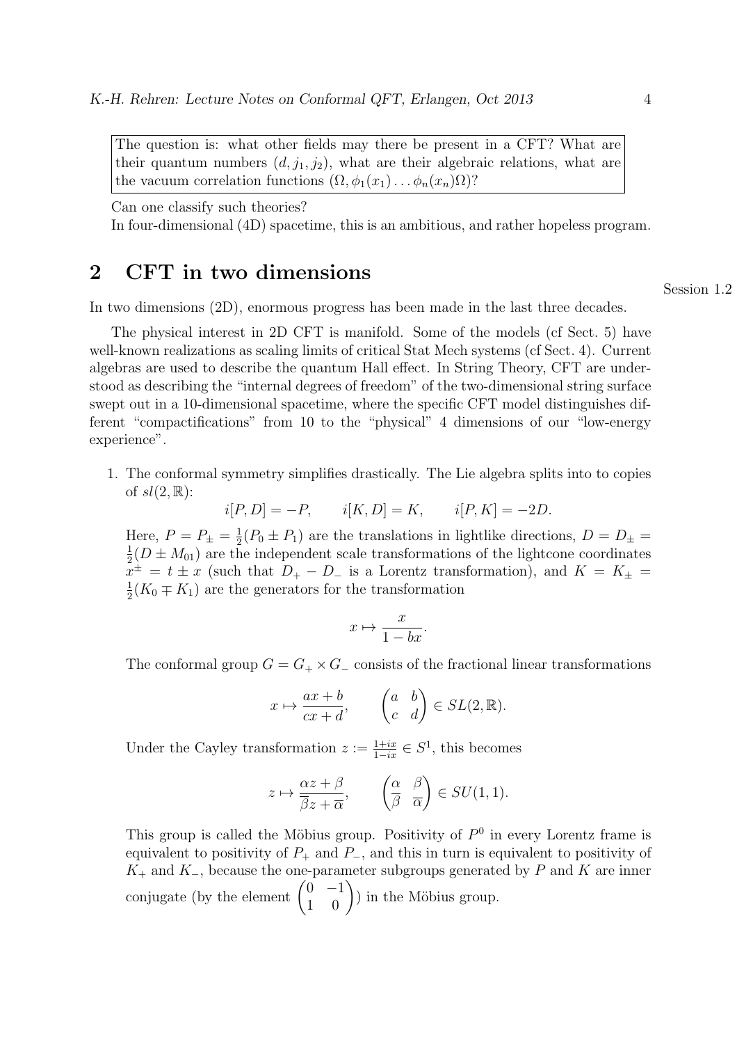The question is: what other fields may there be present in a CFT? What are their quantum numbers $(d, j_1, j_2)$, what are their algebraic relations, what are the vacuum correlation functions $(\Omega, \phi_1(x_1) \dots \phi_n(x_n)\Omega)$?

Can one classify such theories?
In four-dimensional (4D) spacetime, this is an ambitious, and rather hopeless program.

## 2 CFT in two dimensions

Session 1.2

In two dimensions (2D), enormous progress has been made in the last three decades.

The physical interest in 2D CFT is manifold. Some of the models (cf Sect. 5) have well-known realizations as scaling limits of critical Stat Mech systems (cf Sect. 4). Current algebras are used to describe the quantum Hall effect. In String Theory, CFT are understood as describing the "internal degrees of freedom" of the two-dimensional string surface swept out in a 10-dimensional spacetime, where the specific CFT model distinguishes different "compactifications" from 10 to the "physical" 4 dimensions of our "low-energy experience".

1. The conformal symmetry simplifies drastically. The Lie algebra splits into to copies of $sl(2,\mathbb{R})$:

$$i[P,D] = -P, \qquad i[K,D] = K, \qquad i[P,K] = -2D.$$

Here, $P = P_\pm = \frac{1}{2}(P_0 \pm P_1)$ are the translations in lightlike directions, $D = D_\pm = \frac{1}{2}(D \pm M_{01})$ are the independent scale transformations of the lightcone coordinates $x^\pm = t \pm x$ (such that $D_+ - D_-$ is a Lorentz transformation), and $K = K_\pm = \frac{1}{2}(K_0 \mp K_1)$ are the generators for the transformation

$$x \mapsto \frac{x}{1 - bx}.$$

The conformal group $G = G_+ \times G_-$ consists of the fractional linear transformations

$$x \mapsto \frac{ax+b}{cx+d}, \qquad \begin{pmatrix} a & b \\ c & d \end{pmatrix} \in SL(2,\mathbb{R}).$$

Under the Cayley transformation $z := \frac{1+ix}{1-ix} \in S^1$, this becomes

$$z \mapsto \frac{\alpha z + \beta}{\overline{\beta} z + \overline{\alpha}}, \qquad \begin{pmatrix} \alpha & \beta \\ \overline{\beta} & \overline{\alpha} \end{pmatrix} \in SU(1,1).$$

This group is called the Möbius group. Positivity of $P^0$ in every Lorentz frame is equivalent to positivity of $P_+$ and $P_-$, and this in turn is equivalent to positivity of $K_+$ and $K_-$, because the one-parameter subgroups generated by $P$ and $K$ are inner conjugate (by the element $\begin{pmatrix} 0 & -1 \\ 1 & 0 \end{pmatrix}$) in the Möbius group.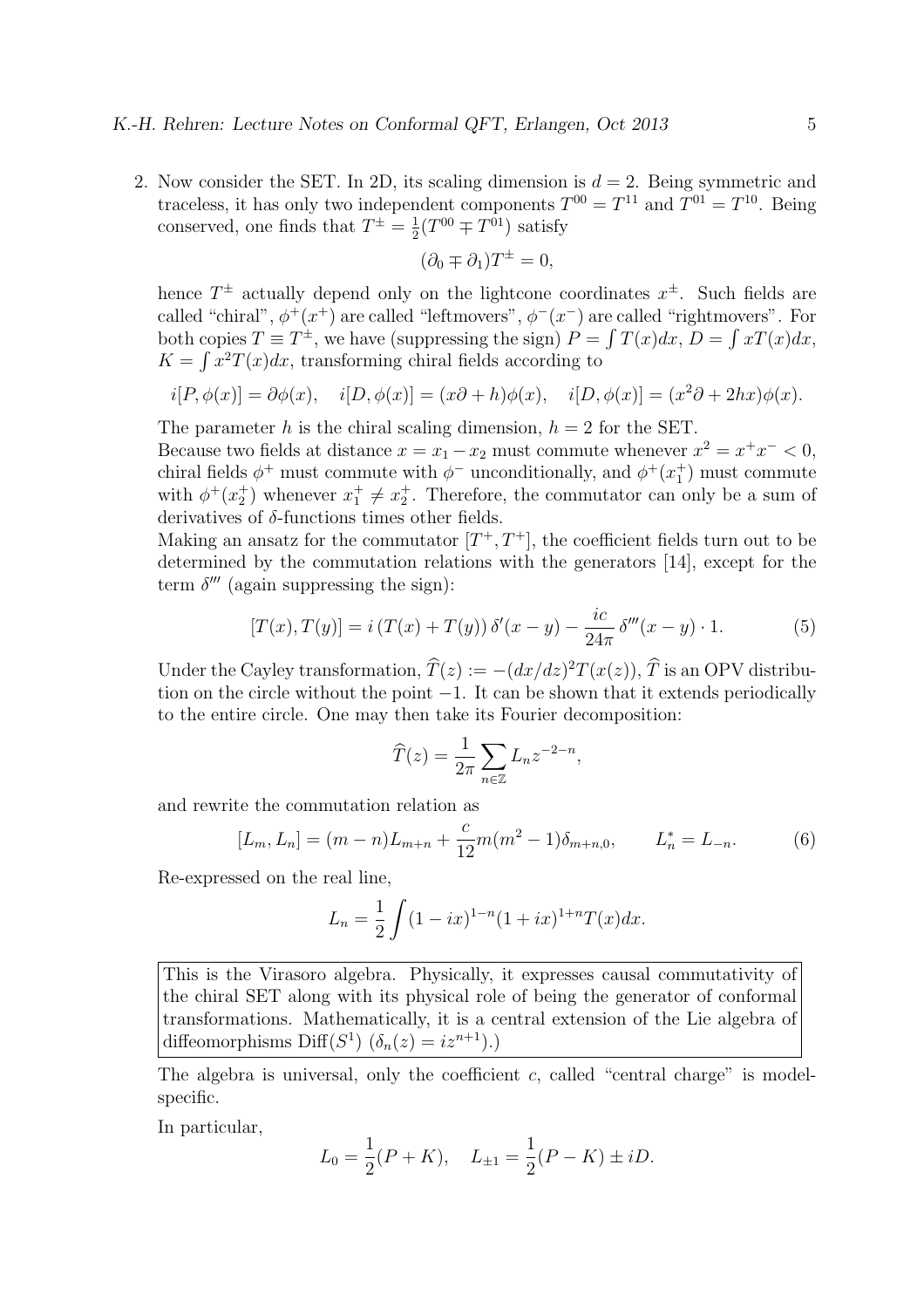2. Now consider the SET. In 2D, its scaling dimension is $d = 2$. Being symmetric and traceless, it has only two independent components $T^{00} = T^{11}$ and $T^{01} = T^{10}$. Being conserved, one finds that $T^{\pm} = \frac{1}{2}(T^{00} \mp T^{01})$ satisfy

$$(\partial_0 \mp \partial_1)T^{\pm} = 0,$$

hence $T^{\pm}$ actually depend only on the lightcone coordinates $x^{\pm}$. Such fields are called "chiral", $\phi^+(x^+)$ are called "leftmovers", $\phi^-(x^-)$ are called "rightmovers". For both copies $T \equiv T^{\pm}$, we have (suppressing the sign) $P = \int T(x)dx$, $D = \int xT(x)dx$, $K = \int x^2 T(x)dx$, transforming chiral fields according to

$$i[P, \phi(x)] = \partial\phi(x), \quad i[D, \phi(x)] = (x\partial + h)\phi(x), \quad i[D, \phi(x)] = (x^2\partial + 2hx)\phi(x).$$

The parameter $h$ is the chiral scaling dimension, $h = 2$ for the SET.
Because two fields at distance $x = x_1 - x_2$ must commute whenever $x^2 = x^+x^- < 0$, chiral fields $\phi^+$ must commute with $\phi^-$ unconditionally, and $\phi^+(x_1^+)$ must commute with $\phi^+(x_2^+)$ whenever $x_1^+ \neq x_2^+$. Therefore, the commutator can only be a sum of derivatives of $\delta$-functions times other fields.
Making an ansatz for the commutator $[T^+, T^+]$, the coefficient fields turn out to be determined by the commutation relations with the generators [14], except for the term $\delta'''$ (again suppressing the sign):

$$[T(x), T(y)] = i\,(T(x) + T(y))\,\delta'(x - y) - \frac{ic}{24\pi}\,\delta'''(x - y) \cdot 1. \tag{5}$$

Under the Cayley transformation, $\widehat{T}(z) := -(dx/dz)^2 T(x(z))$, $\widehat{T}$ is an OPV distribution on the circle without the point $-1$. It can be shown that it extends periodically to the entire circle. One may then take its Fourier decomposition:

$$\widehat{T}(z) = \frac{1}{2\pi}\sum_{n\in\mathbb{Z}} L_n z^{-2-n},$$

and rewrite the commutation relation as

$$[L_m, L_n] = (m - n)L_{m+n} + \frac{c}{12}m(m^2 - 1)\delta_{m+n,0}, \qquad L_n^* = L_{-n}. \tag{6}$$

Re-expressed on the real line,

$$L_n = \frac{1}{2}\int (1 - ix)^{1-n}(1 + ix)^{1+n}T(x)dx.$$

This is the Virasoro algebra. Physically, it expresses causal commutativity of the chiral SET along with its physical role of being the generator of conformal transformations. Mathematically, it is a central extension of the Lie algebra of diffeomorphisms $\mathrm{Diff}(S^1)$ ($\delta_n(z) = iz^{n+1}$).)

The algebra is universal, only the coefficient $c$, called "central charge" is model-specific.

In particular,

$$L_0 = \frac{1}{2}(P + K), \quad L_{\pm 1} = \frac{1}{2}(P - K) \pm iD.$$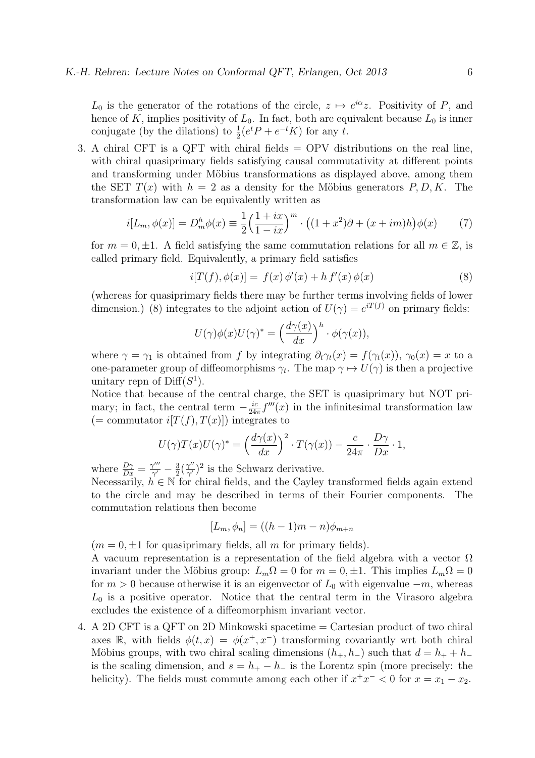$L_0$ is the generator of the rotations of the circle, $z \mapsto e^{i\alpha}z$. Positivity of $P$, and hence of $K$, implies positivity of $L_0$. In fact, both are equivalent because $L_0$ is inner conjugate (by the dilations) to $\frac{1}{2}(e^t P + e^{-t} K)$ for any $t$.

3. A chiral CFT is a QFT with chiral fields = OPV distributions on the real line, with chiral quasiprimary fields satisfying causal commutativity at different points and transforming under Möbius transformations as displayed above, among them the SET $T(x)$ with $h = 2$ as a density for the Möbius generators $P, D, K$. The transformation law can be equivalently written as

$$i[L_m, \phi(x)] = D^h_m \phi(x) \equiv \frac{1}{2}\Big(\frac{1+ix}{1-ix}\Big)^m \cdot \big((1+x^2)\partial + (x+im)h\big)\phi(x) \qquad (7)$$

for $m = 0, \pm 1$. A field satisfying the same commutation relations for all $m \in \mathbb{Z}$, is called primary field. Equivalently, a primary field satisfies

$$i[T(f), \phi(x)] = f(x)\,\phi'(x) + h\,f'(x)\,\phi(x) \qquad (8)$$

(whereas for quasiprimary fields there may be further terms involving fields of lower dimension.) (8) integrates to the adjoint action of $U(\gamma) = e^{iT(f)}$ on primary fields:

$$U(\gamma)\phi(x)U(\gamma)^* = \Big(\frac{d\gamma(x)}{dx}\Big)^h \cdot \phi(\gamma(x)),$$

where $\gamma = \gamma_1$ is obtained from $f$ by integrating $\partial_t \gamma_t(x) = f(\gamma_t(x))$, $\gamma_0(x) = x$ to a one-parameter group of diffeomorphisms $\gamma_t$. The map $\gamma \mapsto U(\gamma)$ is then a projective unitary repn of $\mathrm{Diff}(S^1)$.

Notice that because of the central charge, the SET is quasiprimary but NOT primary; in fact, the central term $-\frac{ic}{24\pi}f'''(x)$ in the infinitesimal transformation law (= commutator $i[T(f), T(x)]$) integrates to

$$U(\gamma)T(x)U(\gamma)^* = \Big(\frac{d\gamma(x)}{dx}\Big)^2 \cdot T(\gamma(x)) - \frac{c}{24\pi}\cdot\frac{D\gamma}{Dx}\cdot 1,$$

where $\frac{D\gamma}{Dx} = \frac{\gamma'''}{\gamma'} - \frac{3}{2}(\frac{\gamma''}{\gamma'})^2$ is the Schwarz derivative.

Necessarily, $h \in \mathbb{N}$ for chiral fields, and the Cayley transformed fields again extend to the circle and may be described in terms of their Fourier components. The commutation relations then become

$$[L_m, \phi_n] = ((h-1)m - n)\phi_{m+n}$$

($m = 0, \pm 1$ for quasiprimary fields, all $m$ for primary fields).

A vacuum representation is a representation of the field algebra with a vector $\Omega$ invariant under the Möbius group: $L_m \Omega = 0$ for $m = 0, \pm 1$. This implies $L_m \Omega = 0$ for $m > 0$ because otherwise it is an eigenvector of $L_0$ with eigenvalue $-m$, whereas $L_0$ is a positive operator. Notice that the central term in the Virasoro algebra excludes the existence of a diffeomorphism invariant vector.

4. A 2D CFT is a QFT on 2D Minkowski spacetime = Cartesian product of two chiral axes $\mathbb{R}$, with fields $\phi(t, x) = \phi(x^+, x^-)$ transforming covariantly wrt both chiral Möbius groups, with two chiral scaling dimensions $(h_+, h_-)$ such that $d = h_+ + h_-$ is the scaling dimension, and $s = h_+ - h_-$ is the Lorentz spin (more precisely: the helicity). The fields must commute among each other if $x^+x^- < 0$ for $x = x_1 - x_2$.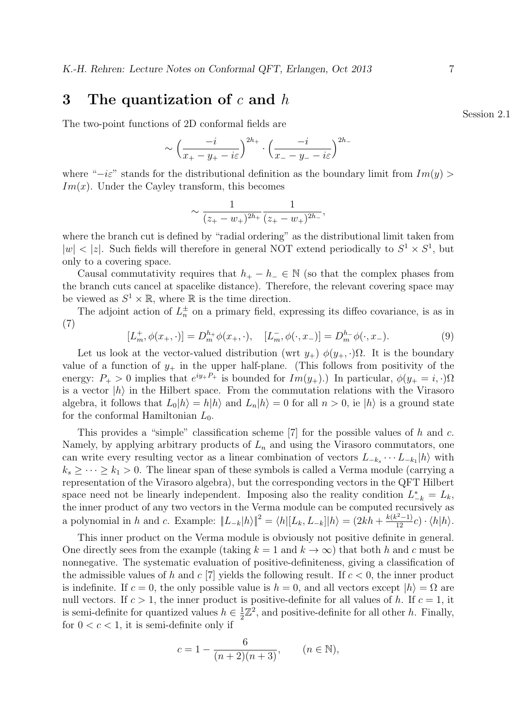# 3 The quantization of $c$ and $h$

Session 2.1

The two-point functions of 2D conformal fields are

$$\sim \Big(\frac{-i}{x_+ - y_+ - i\varepsilon}\Big)^{2h_+} \cdot \Big(\frac{-i}{x_- - y_- - i\varepsilon}\Big)^{2h_-}$$

where "$-i\varepsilon$" stands for the distributional definition as the boundary limit from $Im(y) > Im(x)$. Under the Cayley transform, this becomes

$$\sim \frac{1}{(z_+ - w_+)^{2h_+}} \frac{1}{(z_+ - w_+)^{2h_-}},$$

where the branch cut is defined by "radial ordering" as the distributional limit taken from $|w| < |z|$. Such fields will therefore in general NOT extend periodically to $S^1 \times S^1$, but only to a covering space.

Causal commutativity requires that $h_+ - h_- \in \mathbb{N}$ (so that the complex phases from the branch cuts cancel at spacelike distance). Therefore, the relevant covering space may be viewed as $S^1 \times \mathbb{R}$, where $\mathbb{R}$ is the time direction.

The adjoint action of $L_n^\pm$ on a primary field, expressing its diffeo covariance, is as in (7)

$$[L_m^+, \phi(x_+, \cdot)] = D_m^{h_+}\phi(x_+, \cdot), \quad [L_m^-, \phi(\cdot, x_-)] = D_m^{h_-}\phi(\cdot, x_-). \tag{9}$$

Let us look at the vector-valued distribution (wrt $y_+$) $\phi(y_+, \cdot)\Omega$. It is the boundary value of a function of $y_+$ in the upper half-plane. (This follows from positivity of the energy: $P_+ > 0$ implies that $e^{iy_+P_+}$ is bounded for $Im(y_+)$.) In particular, $\phi(y_+ = i, \cdot)\Omega$ is a vector $|h\rangle$ in the Hilbert space. From the commutation relations with the Virasoro algebra, it follows that $L_0|h\rangle = h|h\rangle$ and $L_n|h\rangle = 0$ for all $n > 0$, ie $|h\rangle$ is a ground state for the conformal Hamiltonian $L_0$.

This provides a "simple" classification scheme [7] for the possible values of $h$ and $c$. Namely, by applying arbitrary products of $L_n$ and using the Virasoro commutators, one can write every resulting vector as a linear combination of vectors $L_{-k_s} \cdots L_{-k_1}|h\rangle$ with $k_s \geq \cdots \geq k_1 > 0$. The linear span of these symbols is called a Verma module (carrying a representation of the Virasoro algebra), but the corresponding vectors in the QFT Hilbert space need not be linearly independent. Imposing also the reality condition $L_{-k}^* = L_k$, the inner product of any two vectors in the Verma module can be computed recursively as a polynomial in $h$ and $c$. Example: $\|L_{-k}|h\rangle\|^2 = \langle h|[L_k, L_{-k}]|h\rangle = (2kh + \frac{k(k^2-1)}{12}c) \cdot \langle h|h\rangle$.

This inner product on the Verma module is obviously not positive definite in general. One directly sees from the example (taking $k = 1$ and $k \to \infty$) that both $h$ and $c$ must be nonnegative. The systematic evaluation of positive-definiteness, giving a classification of the admissible values of $h$ and $c$ [7] yields the following result. If $c < 0$, the inner product is indefinite. If $c = 0$, the only possible value is $h = 0$, and all vectors except $|h\rangle = \Omega$ are null vectors. If $c > 1$, the inner product is positive-definite for all values of $h$. If $c = 1$, it is semi-definite for quantized values $h \in \frac{1}{2}\mathbb{Z}^2$, and positive-definite for all other $h$. Finally, for $0 < c < 1$, it is semi-definite only if

$$c = 1 - \frac{6}{(n+2)(n+3)}, \qquad (n \in \mathbb{N}),$$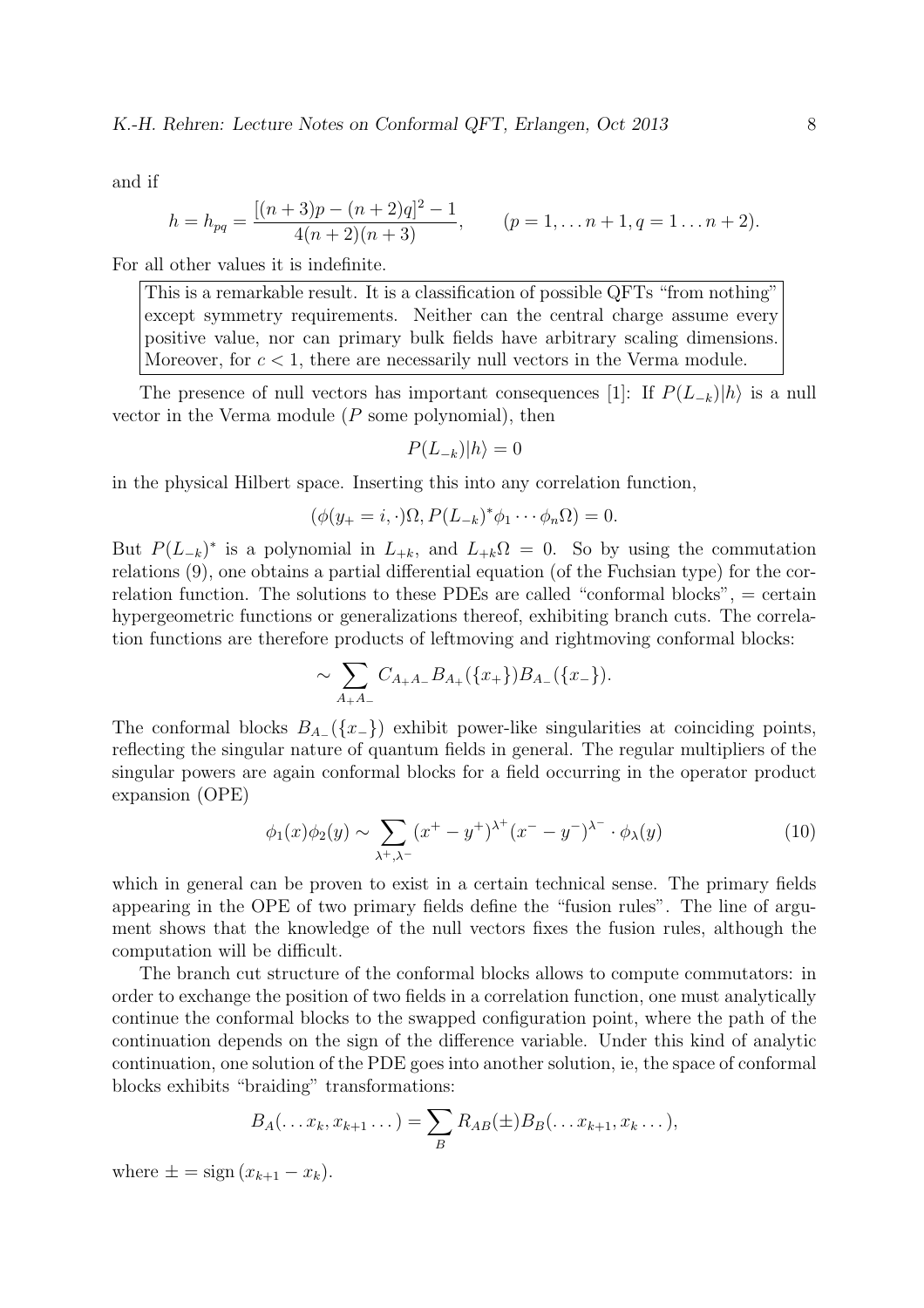and if

$$h = h_{pq} = \frac{[(n+3)p - (n+2)q]^2 - 1}{4(n+2)(n+3)}, \qquad (p = 1, \dots n+1, q = 1 \dots n+2).$$

For all other values it is indefinite.

> This is a remarkable result. It is a classification of possible QFTs "from nothing" except symmetry requirements. Neither can the central charge assume every positive value, nor can primary bulk fields have arbitrary scaling dimensions. Moreover, for $c < 1$, there are necessarily null vectors in the Verma module.

The presence of null vectors has important consequences [1]: If $P(L_{-k})|h\rangle$ is a null vector in the Verma module ($P$ some polynomial), then

$$P(L_{-k})|h\rangle = 0$$

in the physical Hilbert space. Inserting this into any correlation function,

$$(\phi(y_+ = i, \cdot)\Omega, P(L_{-k})^* \phi_1 \cdots \phi_n \Omega) = 0.$$

But $P(L_{-k})^*$ is a polynomial in $L_{+k}$, and $L_{+k}\Omega = 0$. So by using the commutation relations (9), one obtains a partial differential equation (of the Fuchsian type) for the correlation function. The solutions to these PDEs are called "conformal blocks", = certain hypergeometric functions or generalizations thereof, exhibiting branch cuts. The correlation functions are therefore products of leftmoving and rightmoving conformal blocks:

$$\sim \sum_{A_+ A_-} C_{A_+ A_-} B_{A_+}(\{x_+\}) B_{A_-}(\{x_-\}).$$

The conformal blocks $B_{A_-}(\{x_-\})$ exhibit power-like singularities at coinciding points, reflecting the singular nature of quantum fields in general. The regular multipliers of the singular powers are again conformal blocks for a field occurring in the operator product expansion (OPE)

$$\phi_1(x)\phi_2(y) \sim \sum_{\lambda^+, \lambda^-} (x^+ - y^+)^{\lambda^+} (x^- - y^-)^{\lambda^-} \cdot \phi_\lambda(y) \tag{10}$$

which in general can be proven to exist in a certain technical sense. The primary fields appearing in the OPE of two primary fields define the "fusion rules". The line of argument shows that the knowledge of the null vectors fixes the fusion rules, although the computation will be difficult.

The branch cut structure of the conformal blocks allows to compute commutators: in order to exchange the position of two fields in a correlation function, one must analytically continue the conformal blocks to the swapped configuration point, where the path of the continuation depends on the sign of the difference variable. Under this kind of analytic continuation, one solution of the PDE goes into another solution, ie, the space of conformal blocks exhibits "braiding" transformations:

$$B_A(\dots x_k, x_{k+1} \dots) = \sum_B R_{AB}(\pm) B_B(\dots x_{k+1}, x_k \dots),$$

where $\pm = \text{sign}\,(x_{k+1} - x_k)$.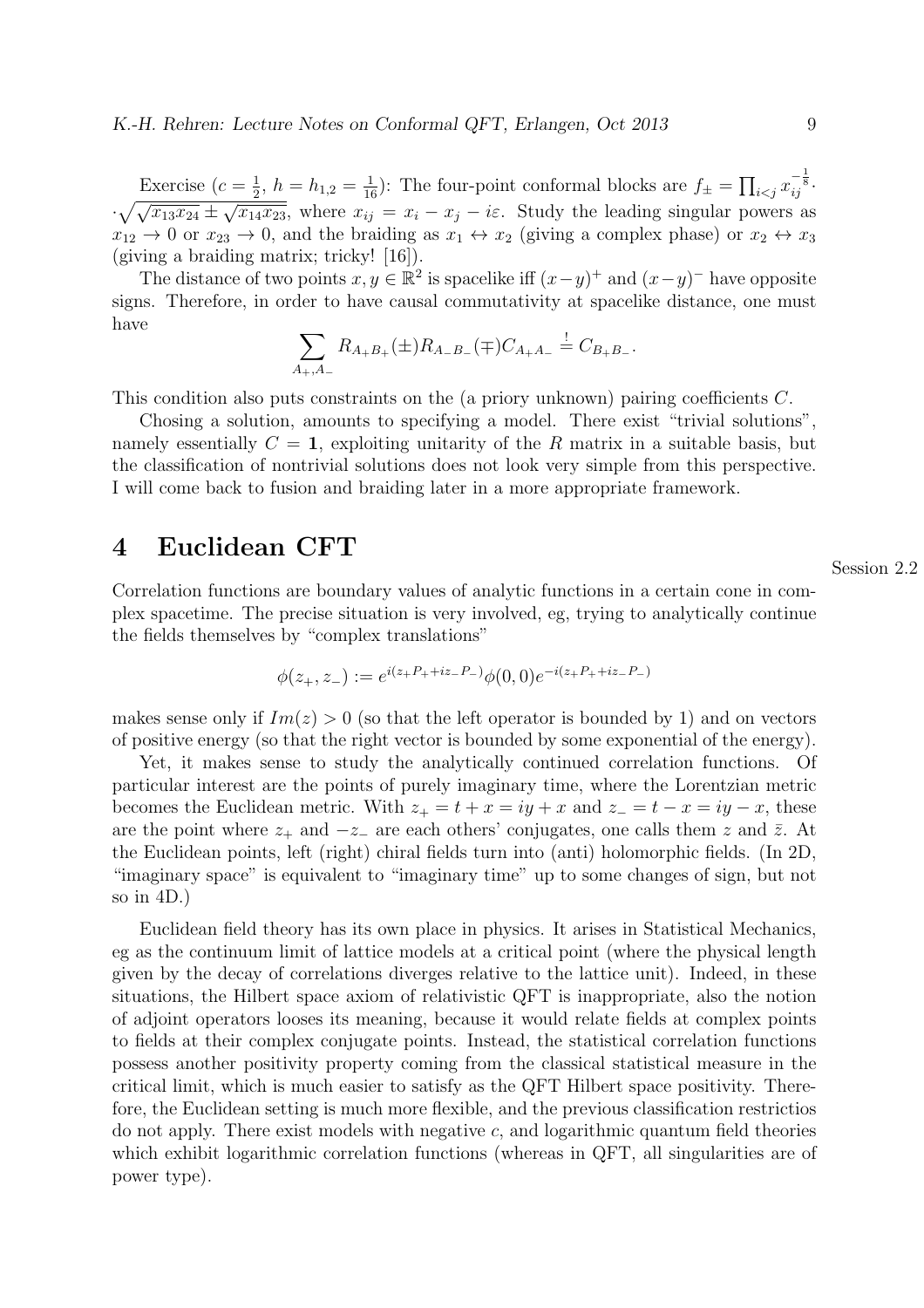Exercise ($c = \frac{1}{2}$, $h = h_{1,2} = \frac{1}{16}$): The four-point conformal blocks are $f_\pm = \prod_{i<j} x_{ij}^{-\frac{1}{8}} \cdot \sqrt{\sqrt{x_{13}x_{24}} \pm \sqrt{x_{14}x_{23}}}$, where $x_{ij} = x_i - x_j - i\varepsilon$. Study the leading singular powers as $x_{12} \to 0$ or $x_{23} \to 0$, and the braiding as $x_1 \leftrightarrow x_2$ (giving a complex phase) or $x_2 \leftrightarrow x_3$ (giving a braiding matrix; tricky! [16]).

The distance of two points $x, y \in \mathbb{R}^2$ is spacelike iff $(x-y)^+$ and $(x-y)^-$ have opposite signs. Therefore, in order to have causal commutativity at spacelike distance, one must have

$$\sum_{A_+,A_-} R_{A_+B_+}(\pm) R_{A_-B_-}(\mp) C_{A_+A_-} \stackrel{!}{=} C_{B_+B_-}.$$

This condition also puts constraints on the (a priory unknown) pairing coefficients $C$.

Chosing a solution, amounts to specifying a model. There exist "trivial solutions", namely essentially $C = \mathbf{1}$, exploiting unitarity of the $R$ matrix in a suitable basis, but the classification of nontrivial solutions does not look very simple from this perspective. I will come back to fusion and braiding later in a more appropriate framework.

# 4 Euclidean CFT

Session 2.2

Correlation functions are boundary values of analytic functions in a certain cone in complex spacetime. The precise situation is very involved, eg, trying to analytically continue the fields themselves by "complex translations"

$$\phi(z_+, z_-) := e^{i(z_+P_+ + iz_-P_-)}\phi(0,0)e^{-i(z_+P_+ + iz_-P_-)}$$

makes sense only if $Im(z) > 0$ (so that the left operator is bounded by 1) and on vectors of positive energy (so that the right vector is bounded by some exponential of the energy).

Yet, it makes sense to study the analytically continued correlation functions. Of particular interest are the points of purely imaginary time, where the Lorentzian metric becomes the Euclidean metric. With $z_+ = t + x = iy + x$ and $z_- = t - x = iy - x$, these are the point where $z_+$ and $-z_-$ are each others' conjugates, one calls them $z$ and $\bar{z}$. At the Euclidean points, left (right) chiral fields turn into (anti) holomorphic fields. (In 2D, "imaginary space" is equivalent to "imaginary time" up to some changes of sign, but not so in 4D.)

Euclidean field theory has its own place in physics. It arises in Statistical Mechanics, eg as the continuum limit of lattice models at a critical point (where the physical length given by the decay of correlations diverges relative to the lattice unit). Indeed, in these situations, the Hilbert space axiom of relativistic QFT is inappropriate, also the notion of adjoint operators looses its meaning, because it would relate fields at complex points to fields at their complex conjugate points. Instead, the statistical correlation functions possess another positivity property coming from the classical statistical measure in the critical limit, which is much easier to satisfy as the QFT Hilbert space positivity. Therefore, the Euclidean setting is much more flexible, and the previous classification restrictios do not apply. There exist models with negative $c$, and logarithmic quantum field theories which exhibit logarithmic correlation functions (whereas in QFT, all singularities are of power type).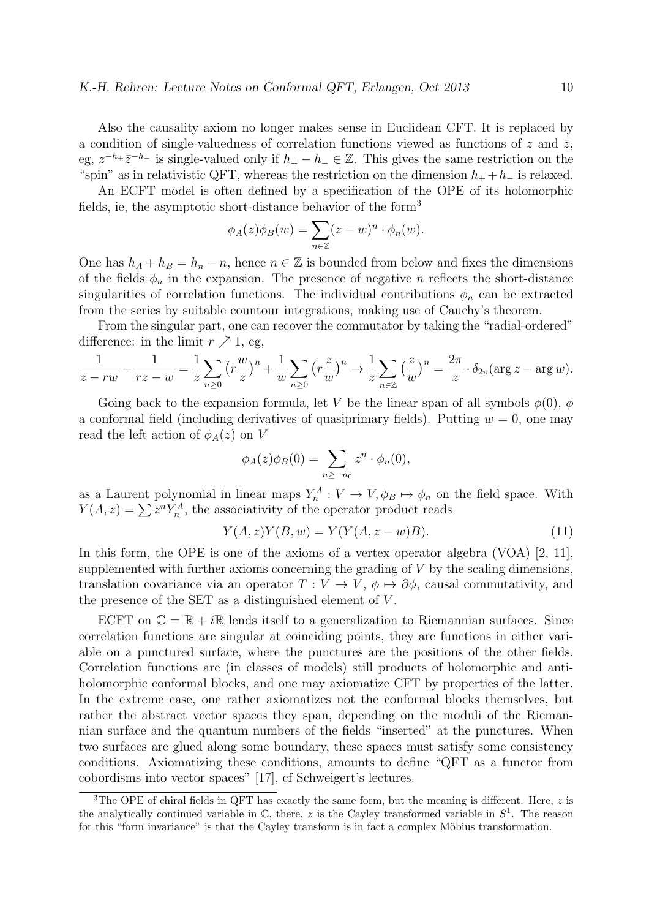Also the causality axiom no longer makes sense in Euclidean CFT. It is replaced by a condition of single-valuedness of correlation functions viewed as functions of $z$ and $\bar{z}$, eg, $z^{-h_+}\bar{z}^{-h_-}$ is single-valued only if $h_+ - h_- \in \mathbb{Z}$. This gives the same restriction on the "spin" as in relativistic QFT, whereas the restriction on the dimension $h_+ + h_-$ is relaxed.

An ECFT model is often defined by a specification of the OPE of its holomorphic fields, ie, the asymptotic short-distance behavior of the form[3]

$$\phi_A(z)\phi_B(w) = \sum_{n\in\mathbb{Z}} (z-w)^n \cdot \phi_n(w).$$

One has $h_A + h_B = h_n - n$, hence $n \in \mathbb{Z}$ is bounded from below and fixes the dimensions of the fields $\phi_n$ in the expansion. The presence of negative $n$ reflects the short-distance singularities of correlation functions. The individual contributions $\phi_n$ can be extracted from the series by suitable countour integrations, making use of Cauchy's theorem.

From the singular part, one can recover the commutator by taking the "radial-ordered" difference: in the limit $r \nearrow 1$, eg,

$$\frac{1}{z-rw} - \frac{1}{rz-w} = \frac{1}{z}\sum_{n\geq 0}\big(r\frac{w}{z}\big)^n + \frac{1}{w}\sum_{n\geq 0}\big(r\frac{z}{w}\big)^n \to \frac{1}{z}\sum_{n\in\mathbb{Z}}\big(\frac{z}{w}\big)^n = \frac{2\pi}{z}\cdot\delta_{2\pi}(\arg z - \arg w).$$

Going back to the expansion formula, let $V$ be the linear span of all symbols $\phi(0)$, $\phi$ a conformal field (including derivatives of quasiprimary fields). Putting $w = 0$, one may read the left action of $\phi_A(z)$ on $V$

$$\phi_A(z)\phi_B(0) = \sum_{n\geq -n_0} z^n \cdot \phi_n(0),$$

as a Laurent polynomial in linear maps $Y^A_n : V \to V, \phi_B \mapsto \phi_n$ on the field space. With $Y(A,z) = \sum z^n Y^A_n$, the associativity of the operator product reads

$$Y(A,z)Y(B,w) = Y(Y(A,z-w)B). \tag{11}$$

In this form, the OPE is one of the axioms of a vertex operator algebra (VOA) [2, 11], supplemented with further axioms concerning the grading of $V$ by the scaling dimensions, translation covariance via an operator $T : V \to V$, $\phi \mapsto \partial\phi$, causal commutativity, and the presence of the SET as a distinguished element of $V$.

ECFT on $\mathbb{C} = \mathbb{R} + i\mathbb{R}$ lends itself to a generalization to Riemannian surfaces. Since correlation functions are singular at coinciding points, they are functions in either variable on a punctured surface, where the punctures are the positions of the other fields. Correlation functions are (in classes of models) still products of holomorphic and antiholomorphic conformal blocks, and one may axiomatize CFT by properties of the latter. In the extreme case, one rather axiomatizes not the conformal blocks themselves, but rather the abstract vector spaces they span, depending on the moduli of the Riemannian surface and the quantum numbers of the fields "inserted" at the punctures. When two surfaces are glued along some boundary, these spaces must satisfy some consistency conditions. Axiomatizing these conditions, amounts to define "QFT as a functor from cobordisms into vector spaces" [17], cf Schweigert's lectures.

---

[3] The OPE of chiral fields in QFT has exactly the same form, but the meaning is different. Here, $z$ is the analytically continued variable in $\mathbb{C}$, there, $z$ is the Cayley transformed variable in $S^1$. The reason for this "form invariance" is that the Cayley transform is in fact a complex Möbius transformation.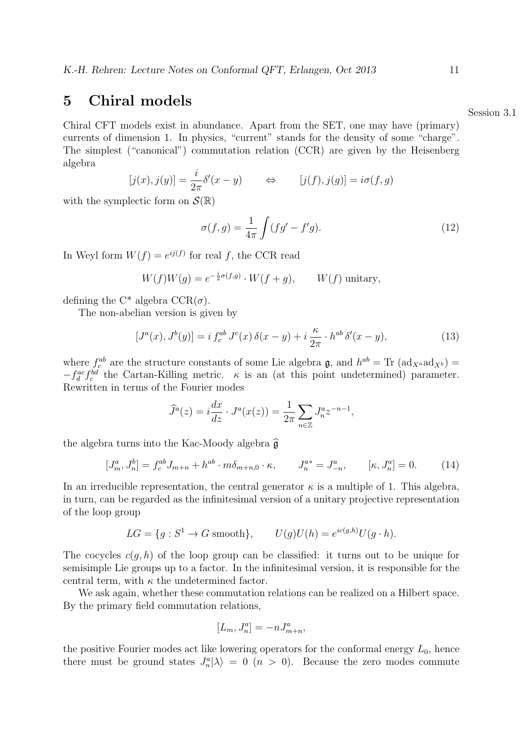# 5 Chiral models

Session 3.1

Chiral CFT models exist in abundance. Apart from the SET, one may have (primary) currents of dimension 1. In physics, "current" stands for the density of some "charge". The simplest ("canonical") commutation relation (CCR) are given by the Heisenberg algebra

$$[j(x), j(y)] = \frac{i}{2\pi}\delta'(x-y) \qquad \Leftrightarrow \qquad [j(f), j(g)] = i\sigma(f,g)$$

with the symplectic form on $\mathcal{S}(\mathbb{R})$

$$\sigma(f,g) = \frac{1}{4\pi}\int (fg' - f'g). \tag{12}$$

In Weyl form $W(f) = e^{ij(f)}$ for real $f$, the CCR read

$$W(f)W(g) = e^{-\frac{i}{2}\sigma(f,g)} \cdot W(f+g), \qquad W(f) \text{ unitary},$$

defining the C* algebra $\mathrm{CCR}(\sigma)$.

The non-abelian version is given by

$$[J^a(x), J^b(y)] = i\, f^{ab}_c\, J^c(x)\,\delta(x-y) + i\,\frac{\kappa}{2\pi}\cdot h^{ab}\,\delta'(x-y), \tag{13}$$

where $f^{ab}_c$ are the structure constants of some Lie algebra $\mathfrak{g}$, and $h^{ab} = \mathrm{Tr}\,(\mathrm{ad}_{X^a}\mathrm{ad}_{X^b}) = -f^{ac}_d f^{bd}_c$ the Cartan-Killing metric. $\kappa$ is an (at this point undetermined) parameter. Rewritten in terms of the Fourier modes

$$\widehat{J}^a(z) = i\frac{dx}{dz}\cdot J^a(x(z)) = \frac{1}{2\pi}\sum_{n\in\mathbb{Z}} J^a_n z^{-n-1},$$

the algebra turns into the Kac-Moody algebra $\widehat{\mathfrak{g}}$

$$[J^a_m, J^b_n] = f^{ab}_c J_{m+n} + h^{ab}\cdot m\delta_{m+n,0}\cdot\kappa, \qquad J^{a*}_n = J^a_{-n}, \qquad [\kappa, J^a_n] = 0. \tag{14}$$

In an irreducible representation, the central generator $\kappa$ is a multiple of 1. This algebra, in turn, can be regarded as the infinitesimal version of a unitary projective representation of the loop group

$$LG = \{g : S^1 \to G \text{ smooth}\}, \qquad U(g)U(h) = e^{ic(g,h)}U(g\cdot h).$$

The cocycles $c(g,h)$ of the loop group can be classified: it turns out to be unique for semisimple Lie groups up to a factor. In the infinitesimal version, it is responsible for the central term, with $\kappa$ the undetermined factor.

We ask again, whether these commutation relations can be realized on a Hilbert space. By the primary field commutation relations,

$$[L_m, J^a_n] = -nJ^a_{m+n},$$

the positive Fourier modes act like lowering operators for the conformal energy $L_0$, hence there must be ground states $J^a_n|\lambda\rangle = 0$ $(n > 0)$. Because the zero modes commute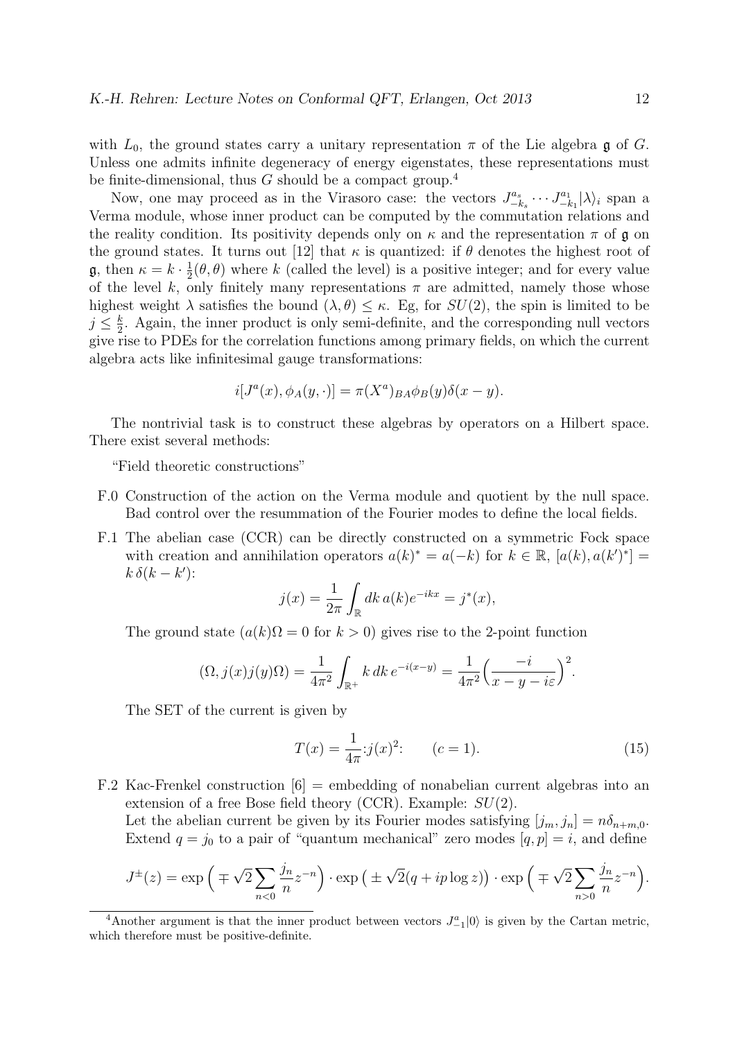with $L_0$, the ground states carry a unitary representation $\pi$ of the Lie algebra $\mathfrak{g}$ of $G$. Unless one admits infinite degeneracy of energy eigenstates, these representations must be finite-dimensional, thus $G$ should be a compact group.[4]

Now, one may proceed as in the Virasoro case: the vectors $J^{a_s}_{-k_s}\cdots J^{a_1}_{-k_1}|\lambda\rangle_i$ span a Verma module, whose inner product can be computed by the commutation relations and the reality condition. Its positivity depends only on $\kappa$ and the representation $\pi$ of $\mathfrak{g}$ on the ground states. It turns out [12] that $\kappa$ is quantized: if $\theta$ denotes the highest root of $\mathfrak{g}$, then $\kappa = k\cdot\frac{1}{2}(\theta,\theta)$ where $k$ (called the level) is a positive integer; and for every value of the level $k$, only finitely many representations $\pi$ are admitted, namely those whose highest weight $\lambda$ satisfies the bound $(\lambda,\theta)\leq\kappa$. Eg, for $SU(2)$, the spin is limited to be $j\leq\frac{k}{2}$. Again, the inner product is only semi-definite, and the corresponding null vectors give rise to PDEs for the correlation functions among primary fields, on which the current algebra acts like infinitesimal gauge transformations:

$$i[J^a(x),\phi_A(y,\cdot)] = \pi(X^a)_{BA}\phi_B(y)\delta(x-y).$$

The nontrivial task is to construct these algebras by operators on a Hilbert space. There exist several methods:

"Field theoretic constructions"

- F.0 Construction of the action on the Verma module and quotient by the null space. Bad control over the resummation of the Fourier modes to define the local fields.
- F.1 The abelian case (CCR) can be directly constructed on a symmetric Fock space with creation and annihilation operators $a(k)^* = a(-k)$ for $k\in\mathbb{R}$, $[a(k),a(k')^*] = k\,\delta(k-k')$:

  $$j(x) = \frac{1}{2\pi}\int_{\mathbb{R}} dk\, a(k)e^{-ikx} = j^*(x),$$

  The ground state ($a(k)\Omega = 0$ for $k>0$) gives rise to the 2-point function

  $$(\Omega, j(x)j(y)\Omega) = \frac{1}{4\pi^2}\int_{\mathbb{R}^+} k\,dk\,e^{-i(x-y)} = \frac{1}{4\pi^2}\Big(\frac{-i}{x-y-i\varepsilon}\Big)^2.$$

  The SET of the current is given by

  $$T(x) = \frac{1}{4\pi}{:}j(x)^2{:} \qquad (c=1). \tag{15}$$

- F.2 Kac-Frenkel construction [6] = embedding of nonabelian current algebras into an extension of a free Bose field theory (CCR). Example: $SU(2)$.
  Let the abelian current be given by its Fourier modes satisfying $[j_m,j_n] = n\delta_{n+m,0}$. Extend $q=j_0$ to a pair of "quantum mechanical" zero modes $[q,p]=i$, and define

  $$J^\pm(z) = \exp\Big(\mp\sqrt{2}\sum_{n<0}\frac{j_n}{n}z^{-n}\Big)\cdot\exp\big(\pm\sqrt{2}(q+ip\log z)\big)\cdot\exp\Big(\mp\sqrt{2}\sum_{n>0}\frac{j_n}{n}z^{-n}\Big).$$

[4] Another argument is that the inner product between vectors $J^a_{-1}|0\rangle$ is given by the Cartan metric, which therefore must be positive-definite.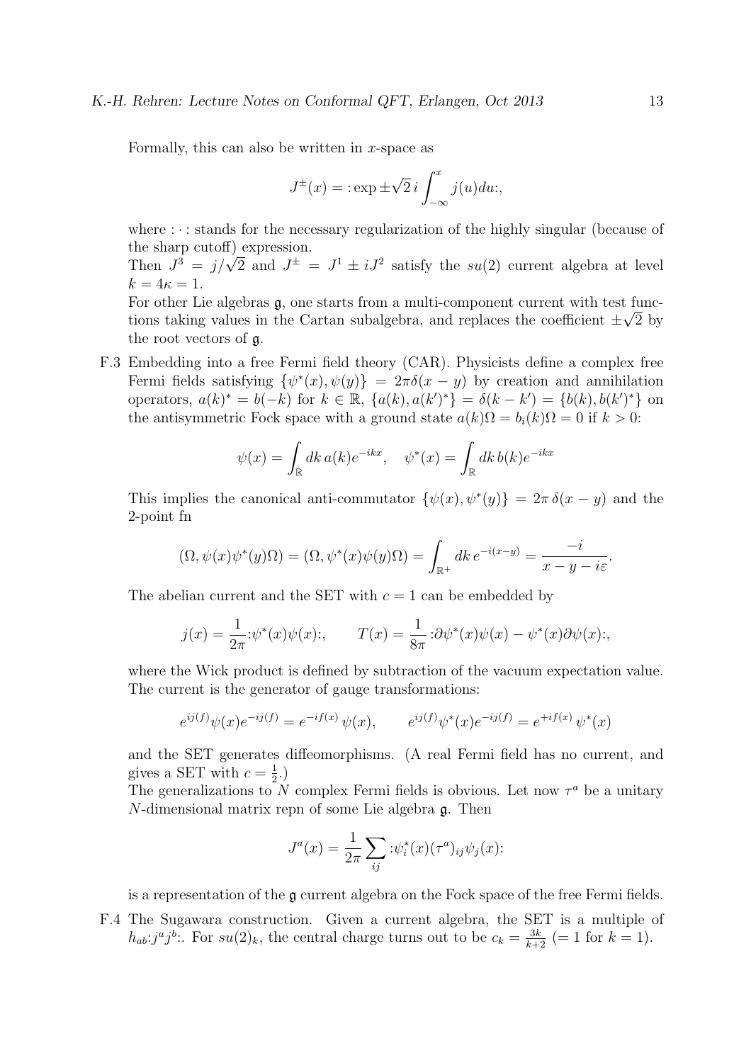Formally, this can also be written in $x$-space as

$$J^{\pm}(x) = :\exp \pm\sqrt{2}\, i \int_{-\infty}^{x} j(u)du:,$$

where $:\cdots:$ stands for the necessary regularization of the highly singular (because of the sharp cutoff) expression.

Then $J^3 = j/\sqrt{2}$ and $J^{\pm} = J^1 \pm iJ^2$ satisfy the $su(2)$ current algebra at level $k = 4\kappa = 1$.

For other Lie algebras $\mathfrak{g}$, one starts from a multi-component current with test functions taking values in the Cartan subalgebra, and replaces the coefficient $\pm\sqrt{2}$ by the root vectors of $\mathfrak{g}$.

F.3 Embedding into a free Fermi field theory (CAR). Physicists define a complex free Fermi fields satisfying $\{\psi^*(x), \psi(y)\} = 2\pi\delta(x-y)$ by creation and annihilation operators, $a(k)^* = b(-k)$ for $k \in \mathbb{R}$, $\{a(k), a(k')^*\} = \delta(k-k') = \{b(k), b(k')^*\}$ on the antisymmetric Fock space with a ground state $a(k)\Omega = b_i(k)\Omega = 0$ if $k > 0$:

$$\psi(x) = \int_{\mathbb{R}} dk\, a(k)e^{-ikx}, \quad \psi^*(x) = \int_{\mathbb{R}} dk\, b(k)e^{-ikx}$$

This implies the canonical anti-commutator $\{\psi(x), \psi^*(y)\} = 2\pi\,\delta(x-y)$ and the 2-point fn

$$(\Omega, \psi(x)\psi^*(y)\Omega) = (\Omega, \psi^*(x)\psi(y)\Omega) = \int_{\mathbb{R}^+} dk\, e^{-i(x-y)} = \frac{-i}{x-y-i\varepsilon}.$$

The abelian current and the SET with $c = 1$ can be embedded by

$$j(x) = \frac{1}{2\pi} :\psi^*(x)\psi(x):, \qquad T(x) = \frac{1}{8\pi} :\partial\psi^*(x)\psi(x) - \psi^*(x)\partial\psi(x):,$$

where the Wick product is defined by subtraction of the vacuum expectation value. The current is the generator of gauge transformations:

$$e^{ij(f)}\psi(x)e^{-ij(f)} = e^{-if(x)}\,\psi(x), \qquad e^{ij(f)}\psi^*(x)e^{-ij(f)} = e^{+if(x)}\,\psi^*(x)$$

and the SET generates diffeomorphisms. (A real Fermi field has no current, and gives a SET with $c = \frac{1}{2}$.)

The generalizations to $N$ complex Fermi fields is obvious. Let now $\tau^a$ be a unitary $N$-dimensional matrix repn of some Lie algebra $\mathfrak{g}$. Then

$$J^a(x) = \frac{1}{2\pi} \sum_{ij} :\psi_i^*(x)(\tau^a)_{ij}\psi_j(x):$$

is a representation of the $\mathfrak{g}$ current algebra on the Fock space of the free Fermi fields.

F.4 The Sugawara construction. Given a current algebra, the SET is a multiple of $h_{ab}{:}j^a j^b{:}$. For $su(2)_k$, the central charge turns out to be $c_k = \frac{3k}{k+2}$ ($= 1$ for $k = 1$).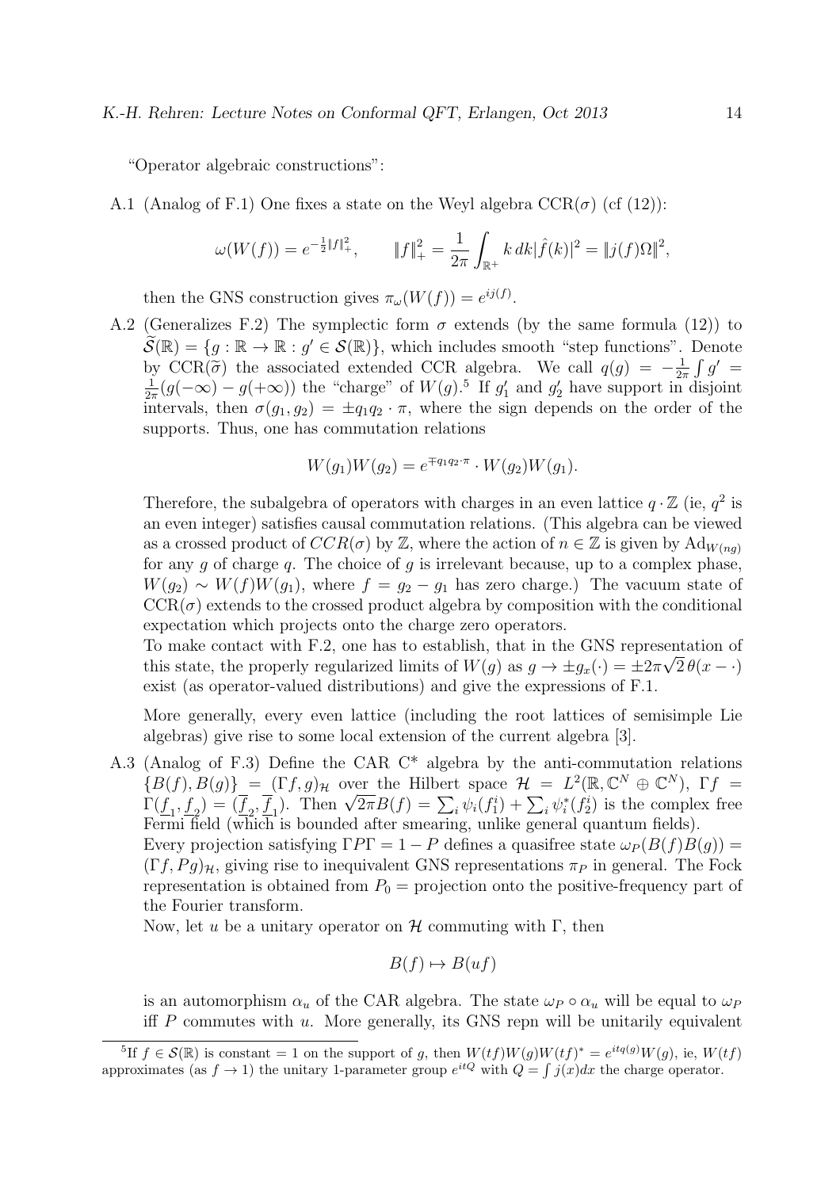"Operator algebraic constructions":

A.1 (Analog of F.1) One fixes a state on the Weyl algebra $\mathrm{CCR}(\sigma)$ (cf (12)):

$$\omega(W(f)) = e^{-\frac{1}{2}\|f\|_+^2}, \qquad \|f\|_+^2 = \frac{1}{2\pi}\int_{\mathbb{R}^+} k\,dk|\hat{f}(k)|^2 = \|j(f)\Omega\|^2,$$

then the GNS construction gives $\pi_\omega(W(f)) = e^{ij(f)}$.

A.2 (Generalizes F.2) The symplectic form $\sigma$ extends (by the same formula (12)) to $\widetilde{\mathcal{S}}(\mathbb{R}) = \{g : \mathbb{R} \to \mathbb{R} : g' \in \mathcal{S}(\mathbb{R})\}$, which includes smooth "step functions". Denote by $\mathrm{CCR}(\widetilde{\sigma})$ the associated extended CCR algebra. We call $q(g) = -\frac{1}{2\pi}\int g' = \frac{1}{2\pi}(g(-\infty) - g(+\infty))$ the "charge" of $W(g)$.[5] If $g_1'$ and $g_2'$ have support in disjoint intervals, then $\sigma(g_1, g_2) = \pm q_1 q_2 \cdot \pi$, where the sign depends on the order of the supports. Thus, one has commutation relations

$$W(g_1)W(g_2) = e^{\mp q_1 q_2 \cdot \pi} \cdot W(g_2)W(g_1).$$

Therefore, the subalgebra of operators with charges in an even lattice $q\cdot\mathbb{Z}$ (ie, $q^2$ is an even integer) satisfies causal commutation relations. (This algebra can be viewed as a crossed product of $CCR(\sigma)$ by $\mathbb{Z}$, where the action of $n \in \mathbb{Z}$ is given by $\mathrm{Ad}_{W(ng)}$ for any $g$ of charge $q$. The choice of $g$ is irrelevant because, up to a complex phase, $W(g_2) \sim W(f)W(g_1)$, where $f = g_2 - g_1$ has zero charge.) The vacuum state of $\mathrm{CCR}(\sigma)$ extends to the crossed product algebra by composition with the conditional expectation which projects onto the charge zero operators.

To make contact with F.2, one has to establish, that in the GNS representation of this state, the properly regularized limits of $W(g)$ as $g \to \pm g_x(\cdot) = \pm 2\pi\sqrt{2}\,\theta(x-\cdot)$ exist (as operator-valued distributions) and give the expressions of F.1.

More generally, every even lattice (including the root lattices of semisimple Lie algebras) give rise to some local extension of the current algebra [3].

A.3 (Analog of F.3) Define the CAR C* algebra by the anti-commutation relations $\{B(f), B(g)\} = (\Gamma f, g)_{\mathcal{H}}$ over the Hilbert space $\mathcal{H} = L^2(\mathbb{R}, \mathbb{C}^N \oplus \mathbb{C}^N)$, $\Gamma f = \Gamma(\underline{f}_1, \underline{f}_2) = (\underline{\overline{f}}_2, \underline{\overline{f}}_1)$. Then $\sqrt{2\pi}B(f) = \sum_i \psi_i(f_1^i) + \sum_i \psi_i^*(f_2^i)$ is the complex free Fermi field (which is bounded after smearing, unlike general quantum fields).

Every projection satisfying $\Gamma P \Gamma = 1 - P$ defines a quasifree state $\omega_P(B(f)B(g)) = (\Gamma f, Pg)_{\mathcal{H}}$, giving rise to inequivalent GNS representations $\pi_P$ in general. The Fock representation is obtained from $P_0$ = projection onto the positive-frequency part of the Fourier transform.

Now, let $u$ be a unitary operator on $\mathcal{H}$ commuting with $\Gamma$, then

$$B(f) \mapsto B(uf)$$

is an automorphism $\alpha_u$ of the CAR algebra. The state $\omega_P \circ \alpha_u$ will be equal to $\omega_P$ iff $P$ commutes with $u$. More generally, its GNS repn will be unitarily equivalent

---

[5] If $f \in \mathcal{S}(\mathbb{R})$ is constant $= 1$ on the support of $g$, then $W(tf)W(g)W(tf)^* = e^{itq(g)}W(g)$, ie, $W(tf)$ approximates (as $f \to 1$) the unitary 1-parameter group $e^{itQ}$ with $Q = \int j(x)dx$ the charge operator.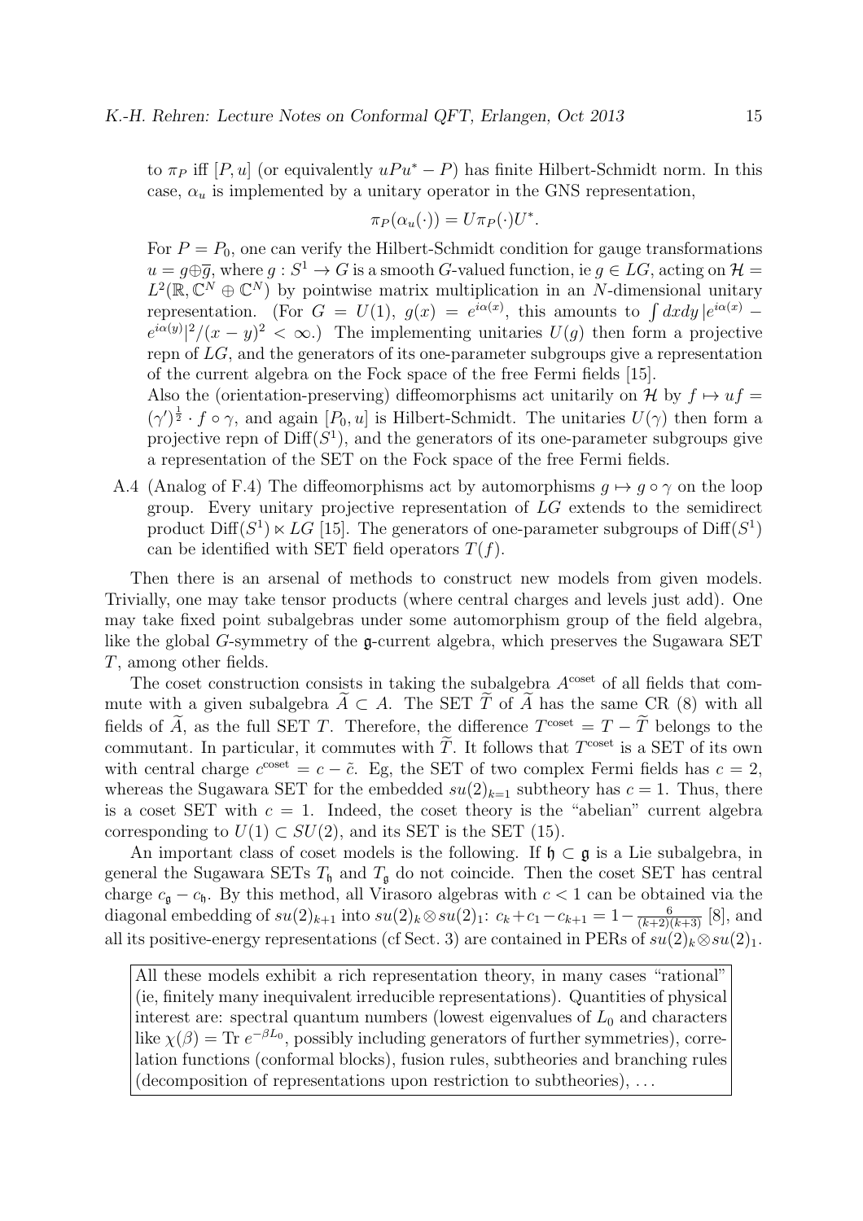to $\pi_P$ iff $[P,u]$ (or equivalently $uPu^* - P$) has finite Hilbert-Schmidt norm. In this case, $\alpha_u$ is implemented by a unitary operator in the GNS representation,

$$\pi_P(\alpha_u(\cdot)) = U\pi_P(\cdot)U^*.$$

For $P = P_0$, one can verify the Hilbert-Schmidt condition for gauge transformations $u = g\oplus\overline{g}$, where $g : S^1 \to G$ is a smooth $G$-valued function, ie $g \in LG$, acting on $\mathcal{H} = L^2(\mathbb{R}, \mathbb{C}^N \oplus \mathbb{C}^N)$ by pointwise matrix multiplication in an $N$-dimensional unitary representation. (For $G = U(1)$, $g(x) = e^{i\alpha(x)}$, this amounts to $\int dxdy\,|e^{i\alpha(x)} - e^{i\alpha(y)}|^2/(x-y)^2 < \infty$.) The implementing unitaries $U(g)$ then form a projective repn of $LG$, and the generators of its one-parameter subgroups give a representation of the current algebra on the Fock space of the free Fermi fields [15].

Also the (orientation-preserving) diffeomorphisms act unitarily on $\mathcal{H}$ by $f \mapsto uf = (\gamma')^{\frac{1}{2}} \cdot f\circ\gamma$, and again $[P_0, u]$ is Hilbert-Schmidt. The unitaries $U(\gamma)$ then form a projective repn of $\mathrm{Diff}(S^1)$, and the generators of its one-parameter subgroups give a representation of the SET on the Fock space of the free Fermi fields.

A.4 (Analog of F.4) The diffeomorphisms act by automorphisms $g \mapsto g\circ\gamma$ on the loop group. Every unitary projective representation of $LG$ extends to the semidirect product $\mathrm{Diff}(S^1) \ltimes LG$ [15]. The generators of one-parameter subgroups of $\mathrm{Diff}(S^1)$ can be identified with SET field operators $T(f)$.

Then there is an arsenal of methods to construct new models from given models. Trivially, one may take tensor products (where central charges and levels just add). One may take fixed point subalgebras under some automorphism group of the field algebra, like the global $G$-symmetry of the $\mathfrak{g}$-current algebra, which preserves the Sugawara SET $T$, among other fields.

The coset construction consists in taking the subalgebra $A^{\rm coset}$ of all fields that commute with a given subalgebra $\widetilde{A} \subset A$. The SET $\widetilde{T}$ of $\widetilde{A}$ has the same CR (8) with all fields of $\widetilde{A}$, as the full SET $T$. Therefore, the difference $T^{\rm coset} = T - \widetilde{T}$ belongs to the commutant. In particular, it commutes with $\widetilde{T}$. It follows that $T^{\rm coset}$ is a SET of its own with central charge $c^{\rm coset} = c - \tilde{c}$. Eg, the SET of two complex Fermi fields has $c = 2$, whereas the Sugawara SET for the embedded $su(2)_{k=1}$ subtheory has $c = 1$. Thus, there is a coset SET with $c = 1$. Indeed, the coset theory is the "abelian" current algebra corresponding to $U(1) \subset SU(2)$, and its SET is the SET (15).

An important class of coset models is the following. If $\mathfrak{h} \subset \mathfrak{g}$ is a Lie subalgebra, in general the Sugawara SETs $T_{\mathfrak{h}}$ and $T_{\mathfrak{g}}$ do not coincide. Then the coset SET has central charge $c_{\mathfrak{g}} - c_{\mathfrak{h}}$. By this method, all Virasoro algebras with $c < 1$ can be obtained via the diagonal embedding of $su(2)_{k+1}$ into $su(2)_k \otimes su(2)_1$: $c_k + c_1 - c_{k+1} = 1 - \frac{6}{(k+2)(k+3)}$ [8], and all its positive-energy representations (cf Sect. 3) are contained in PERs of $su(2)_k \otimes su(2)_1$.

All these models exhibit a rich representation theory, in many cases "rational" (ie, finitely many inequivalent irreducible representations). Quantities of physical interest are: spectral quantum numbers (lowest eigenvalues of $L_0$ and characters like $\chi(\beta) = \mathrm{Tr}\, e^{-\beta L_0}$, possibly including generators of further symmetries), correlation functions (conformal blocks), fusion rules, subtheories and branching rules (decomposition of representations upon restriction to subtheories), ...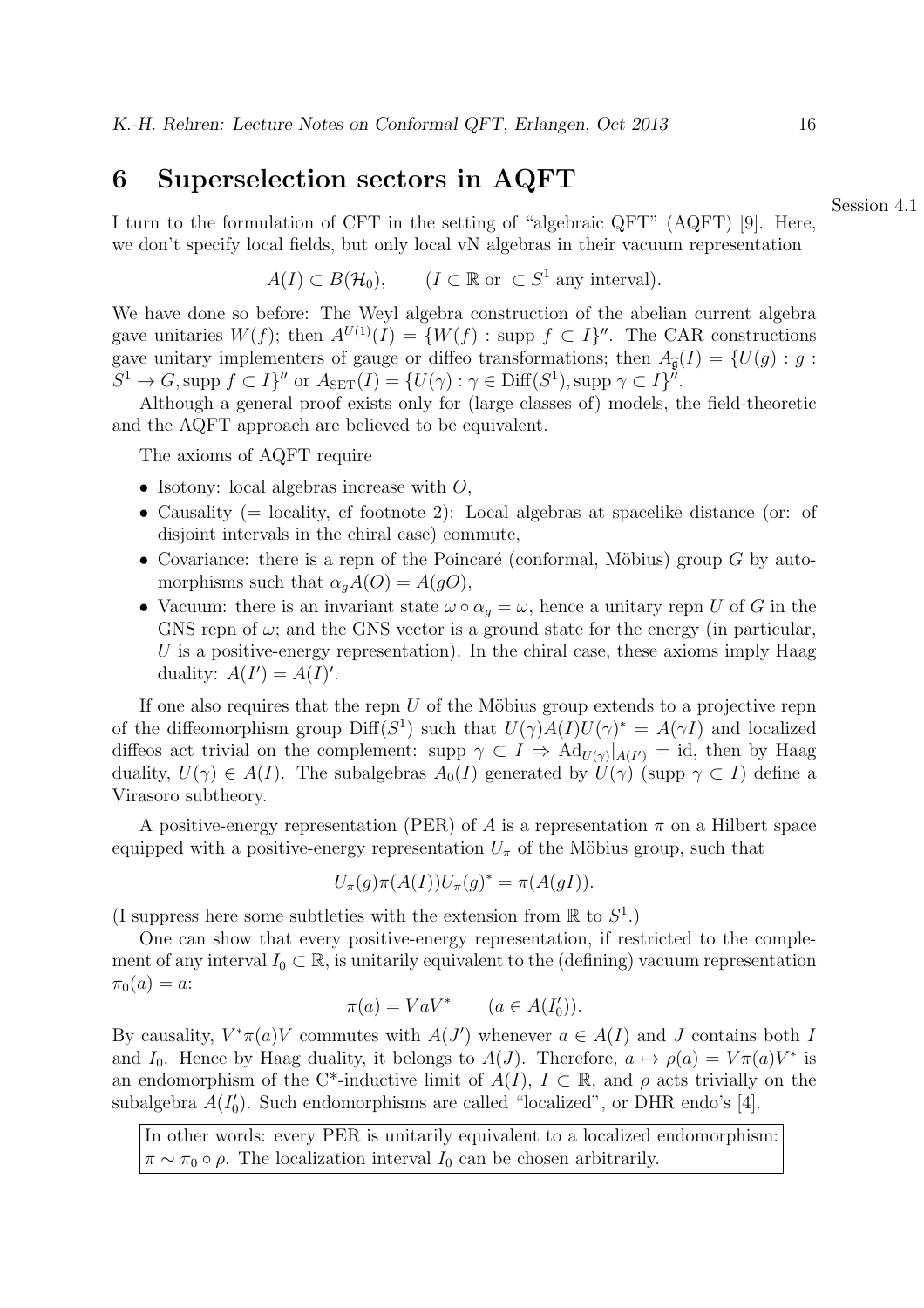## 6 Superselection sectors in AQFT

Session 4.1

I turn to the formulation of CFT in the setting of "algebraic QFT" (AQFT) [9]. Here, we don't specify local fields, but only local vN algebras in their vacuum representation

$$A(I) \subset B(\mathcal{H}_0), \qquad (I \subset \mathbb{R} \text{ or } \subset S^1 \text{ any interval}).$$

We have done so before: The Weyl algebra construction of the abelian current algebra gave unitaries $W(f)$; then $A^{U(1)}(I) = \{W(f) : \text{supp } f \subset I\}''$. The CAR constructions gave unitary implementers of gauge or diffeo transformations; then $A_{\widehat{\mathfrak{g}}}(I) = \{U(g) : g : S^1 \to G, \text{supp } f \subset I\}''$ or $A_{\text{SET}}(I) = \{U(\gamma) : \gamma \in \text{Diff}(S^1), \text{supp } \gamma \subset I\}''$.

Although a general proof exists only for (large classes of) models, the field-theoretic and the AQFT approach are believed to be equivalent.

The axioms of AQFT require

- Isotony: local algebras increase with $O$,
- Causality (= locality, cf footnote 2): Local algebras at spacelike distance (or: of disjoint intervals in the chiral case) commute,
- Covariance: there is a repn of the Poincaré (conformal, Möbius) group $G$ by automorphisms such that $\alpha_g A(O) = A(gO)$,
- Vacuum: there is an invariant state $\omega \circ \alpha_g = \omega$, hence a unitary repn $U$ of $G$ in the GNS repn of $\omega$; and the GNS vector is a ground state for the energy (in particular, $U$ is a positive-energy representation). In the chiral case, these axioms imply Haag duality: $A(I') = A(I)'$.

If one also requires that the repn $U$ of the Möbius group extends to a projective repn of the diffeomorphism group $\text{Diff}(S^1)$ such that $U(\gamma)A(I)U(\gamma)^* = A(\gamma I)$ and localized diffeos act trivial on the complement: $\text{supp } \gamma \subset I \Rightarrow \text{Ad}_{U(\gamma)}|_{A(I')} = \text{id}$, then by Haag duality, $U(\gamma) \in A(I)$. The subalgebras $A_0(I)$ generated by $U(\gamma)$ ($\text{supp } \gamma \subset I$) define a Virasoro subtheory.

A positive-energy representation (PER) of $A$ is a representation $\pi$ on a Hilbert space equipped with a positive-energy representation $U_\pi$ of the Möbius group, such that

$$U_\pi(g)\pi(A(I))U_\pi(g)^* = \pi(A(gI)).$$

(I suppress here some subtleties with the extension from $\mathbb{R}$ to $S^1$.)

One can show that every positive-energy representation, if restricted to the complement of any interval $I_0 \subset \mathbb{R}$, is unitarily equivalent to the (defining) vacuum representation $\pi_0(a) = a$:

$$\pi(a) = VaV^* \qquad (a \in A(I_0')).$$

By causality, $V^*\pi(a)V$ commutes with $A(J')$ whenever $a \in A(I)$ and $J$ contains both $I$ and $I_0$. Hence by Haag duality, it belongs to $A(J)$. Therefore, $a \mapsto \rho(a) = V\pi(a)V^*$ is an endomorphism of the C\*-inductive limit of $A(I)$, $I \subset \mathbb{R}$, and $\rho$ acts trivially on the subalgebra $A(I_0')$. Such endomorphisms are called "localized", or DHR endo's [4].

In other words: every PER is unitarily equivalent to a localized endomorphism: $\pi \sim \pi_0 \circ \rho$. The localization interval $I_0$ can be chosen arbitrarily.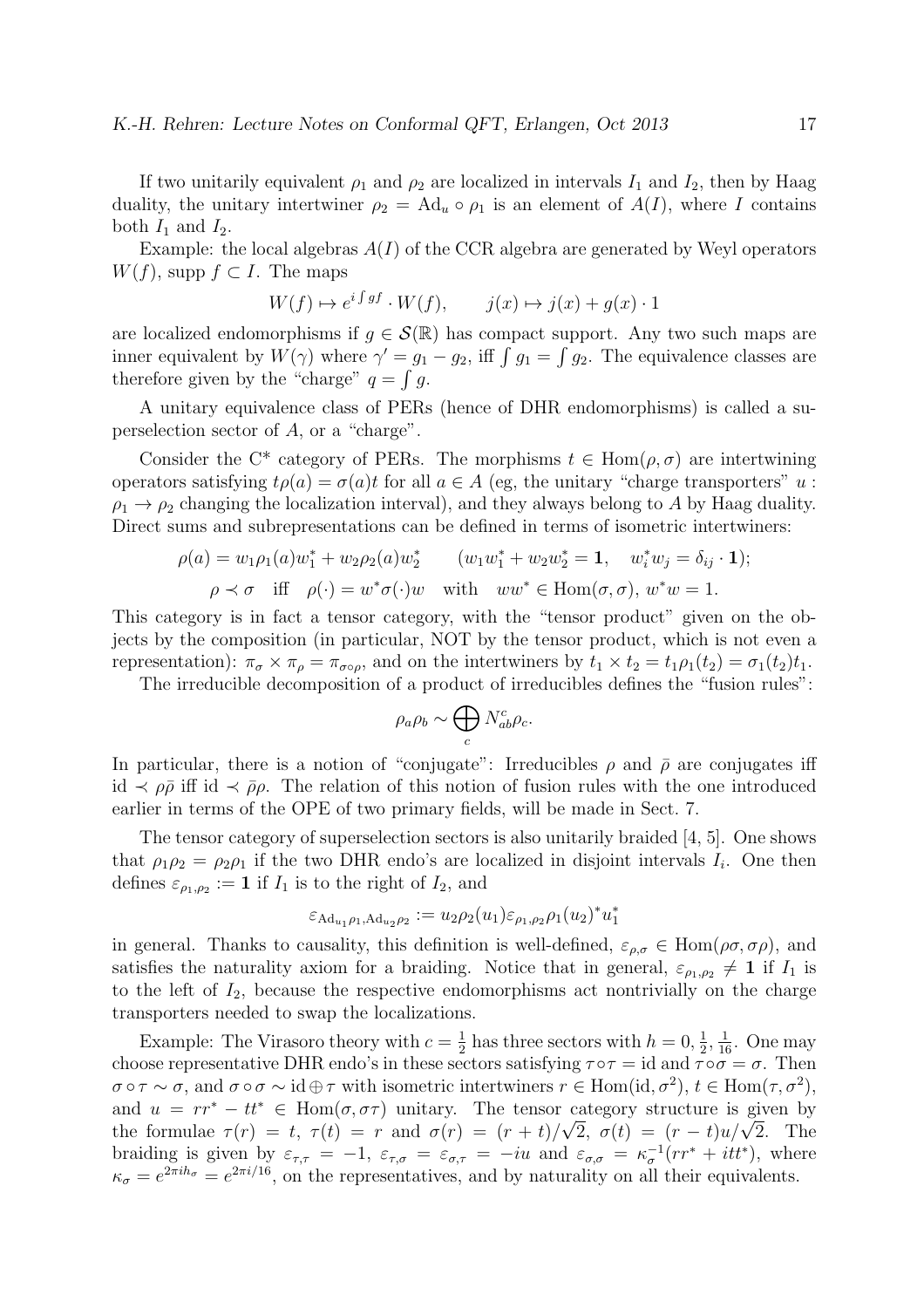If two unitarily equivalent $\rho_1$ and $\rho_2$ are localized in intervals $I_1$ and $I_2$, then by Haag duality, the unitary intertwiner $\rho_2 = \mathrm{Ad}_u \circ \rho_1$ is an element of $A(I)$, where $I$ contains both $I_1$ and $I_2$.

Example: the local algebras $A(I)$ of the CCR algebra are generated by Weyl operators $W(f)$, supp $f \subset I$. The maps

$$W(f) \mapsto e^{i\int gf} \cdot W(f), \qquad j(x) \mapsto j(x) + g(x) \cdot 1$$

are localized endomorphisms if $g \in \mathcal{S}(\mathbb{R})$ has compact support. Any two such maps are inner equivalent by $W(\gamma)$ where $\gamma' = g_1 - g_2$, iff $\int g_1 = \int g_2$. The equivalence classes are therefore given by the "charge" $q = \int g$.

A unitary equivalence class of PERs (hence of DHR endomorphisms) is called a superselection sector of $A$, or a "charge".

Consider the C* category of PERs. The morphisms $t \in \mathrm{Hom}(\rho, \sigma)$ are intertwining operators satisfying $t\rho(a) = \sigma(a)t$ for all $a \in A$ (eg, the unitary "charge transporters" $u : \rho_1 \to \rho_2$ changing the localization interval), and they always belong to $A$ by Haag duality. Direct sums and subrepresentations can be defined in terms of isometric intertwiners:

$$\rho(a) = w_1\rho_1(a)w_1^* + w_2\rho_2(a)w_2^* \qquad (w_1w_1^* + w_2w_2^* = \mathbf{1}, \quad w_i^*w_j = \delta_{ij} \cdot \mathbf{1});$$

$$\rho \prec \sigma \quad \text{iff} \quad \rho(\cdot) = w^*\sigma(\cdot)w \quad \text{with} \quad ww^* \in \mathrm{Hom}(\sigma, \sigma),\ w^*w = 1.$$

This category is in fact a tensor category, with the "tensor product" given on the objects by the composition (in particular, NOT by the tensor product, which is not even a representation): $\pi_\sigma \times \pi_\rho = \pi_{\sigma\circ\rho}$, and on the intertwiners by $t_1 \times t_2 = t_1\rho_1(t_2) = \sigma_1(t_2)t_1$.

The irreducible decomposition of a product of irreducibles defines the "fusion rules":

$$\rho_a\rho_b \sim \bigoplus_c N_{ab}^c \rho_c.$$

In particular, there is a notion of "conjugate": Irreducibles $\rho$ and $\bar\rho$ are conjugates iff $\mathrm{id} \prec \rho\bar\rho$ iff $\mathrm{id} \prec \bar\rho\rho$. The relation of this notion of fusion rules with the one introduced earlier in terms of the OPE of two primary fields, will be made in Sect. 7.

The tensor category of superselection sectors is also unitarily braided [4, 5]. One shows that $\rho_1\rho_2 = \rho_2\rho_1$ if the two DHR endo's are localized in disjoint intervals $I_i$. One then defines $\varepsilon_{\rho_1,\rho_2} := \mathbf{1}$ if $I_1$ is to the right of $I_2$, and

$$\varepsilon_{\mathrm{Ad}_{u_1}\rho_1, \mathrm{Ad}_{u_2}\rho_2} := u_2\rho_2(u_1)\varepsilon_{\rho_1,\rho_2}\rho_1(u_2)^*u_1^*$$

in general. Thanks to causality, this definition is well-defined, $\varepsilon_{\rho,\sigma} \in \mathrm{Hom}(\rho\sigma, \sigma\rho)$, and satisfies the naturality axiom for a braiding. Notice that in general, $\varepsilon_{\rho_1,\rho_2} \neq \mathbf{1}$ if $I_1$ is to the left of $I_2$, because the respective endomorphisms act nontrivially on the charge transporters needed to swap the localizations.

Example: The Virasoro theory with $c = \frac{1}{2}$ has three sectors with $h = 0, \frac{1}{2}, \frac{1}{16}$. One may choose representative DHR endo's in these sectors satisfying $\tau\circ\tau = \mathrm{id}$ and $\tau\circ\sigma = \sigma$. Then $\sigma\circ\tau \sim \sigma$, and $\sigma\circ\sigma \sim \mathrm{id}\oplus\tau$ with isometric intertwiners $r \in \mathrm{Hom}(\mathrm{id}, \sigma^2)$, $t \in \mathrm{Hom}(\tau, \sigma^2)$, and $u = rr^* - tt^* \in \mathrm{Hom}(\sigma, \sigma\tau)$ unitary. The tensor category structure is given by the formulae $\tau(r) = t$, $\tau(t) = r$ and $\sigma(r) = (r+t)/\sqrt{2}$, $\sigma(t) = (r-t)u/\sqrt{2}$. The braiding is given by $\varepsilon_{\tau,\tau} = -1$, $\varepsilon_{\tau,\sigma} = \varepsilon_{\sigma,\tau} = -iu$ and $\varepsilon_{\sigma,\sigma} = \kappa_\sigma^{-1}(rr^* + itt^*)$, where $\kappa_\sigma = e^{2\pi i h_\sigma} = e^{2\pi i/16}$, on the representatives, and by naturality on all their equivalents.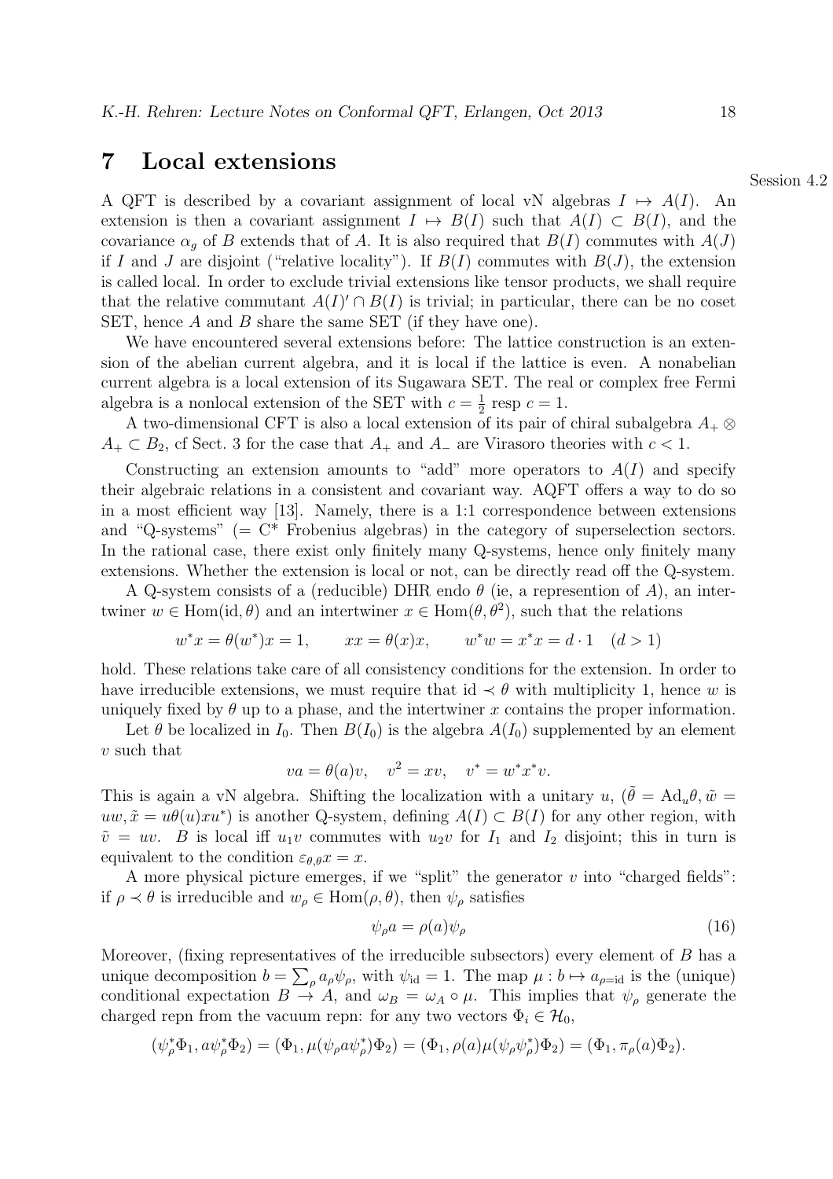# 7 Local extensions

Session 4.2

A QFT is described by a covariant assignment of local vN algebras $I \mapsto A(I)$. An extension is then a covariant assignment $I \mapsto B(I)$ such that $A(I) \subset B(I)$, and the covariance $\alpha_g$ of $B$ extends that of $A$. It is also required that $B(I)$ commutes with $A(J)$ if $I$ and $J$ are disjoint ("relative locality"). If $B(I)$ commutes with $B(J)$, the extension is called local. In order to exclude trivial extensions like tensor products, we shall require that the relative commutant $A(I)' \cap B(I)$ is trivial; in particular, there can be no coset SET, hence $A$ and $B$ share the same SET (if they have one).

We have encountered several extensions before: The lattice construction is an extension of the abelian current algebra, and it is local if the lattice is even. A nonabelian current algebra is a local extension of its Sugawara SET. The real or complex free Fermi algebra is a nonlocal extension of the SET with $c = \frac{1}{2}$ resp $c = 1$.

A two-dimensional CFT is also a local extension of its pair of chiral subalgebra $A_+ \otimes A_+ \subset B_2$, cf Sect. 3 for the case that $A_+$ and $A_-$ are Virasoro theories with $c < 1$.

Constructing an extension amounts to "add" more operators to $A(I)$ and specify their algebraic relations in a consistent and covariant way. AQFT offers a way to do so in a most efficient way [13]. Namely, there is a 1:1 correspondence between extensions and "Q-systems" (= C* Frobenius algebras) in the category of superselection sectors. In the rational case, there exist only finitely many Q-systems, hence only finitely many extensions. Whether the extension is local or not, can be directly read off the Q-system.

A Q-system consists of a (reducible) DHR endo $\theta$ (ie, a represention of $A$), an intertwiner $w \in \mathrm{Hom}(\mathrm{id}, \theta)$ and an intertwiner $x \in \mathrm{Hom}(\theta, \theta^2)$, such that the relations

$$w^* x = \theta(w^*) x = 1, \qquad xx = \theta(x) x, \qquad w^* w = x^* x = d \cdot 1 \quad (d > 1)$$

hold. These relations take care of all consistency conditions for the extension. In order to have irreducible extensions, we must require that $\mathrm{id} \prec \theta$ with multiplicity 1, hence $w$ is uniquely fixed by $\theta$ up to a phase, and the intertwiner $x$ contains the proper information.

Let $\theta$ be localized in $I_0$. Then $B(I_0)$ is the algebra $A(I_0)$ supplemented by an element $v$ such that

$$va = \theta(a) v, \quad v^2 = xv, \quad v^* = w^* x^* v.$$

This is again a vN algebra. Shifting the localization with a unitary $u$, ($\tilde{\theta} = \mathrm{Ad}_u \theta, \tilde{w} = uw, \tilde{x} = u\theta(u) x u^*$) is another Q-system, defining $A(I) \subset B(I)$ for any other region, with $\tilde{v} = uv$. $B$ is local iff $u_1 v$ commutes with $u_2 v$ for $I_1$ and $I_2$ disjoint; this in turn is equivalent to the condition $\varepsilon_{\theta,\theta} x = x$.

A more physical picture emerges, if we "split" the generator $v$ into "charged fields": if $\rho \prec \theta$ is irreducible and $w_\rho \in \mathrm{Hom}(\rho, \theta)$, then $\psi_\rho$ satisfies

$$\psi_\rho a = \rho(a) \psi_\rho \tag{16}$$

Moreover, (fixing representatives of the irreducible subsectors) every element of $B$ has a unique decomposition $b = \sum_\rho a_\rho \psi_\rho$, with $\psi_{\mathrm{id}} = 1$. The map $\mu : b \mapsto a_{\rho = \mathrm{id}}$ is the (unique) conditional expectation $B \to A$, and $\omega_B = \omega_A \circ \mu$. This implies that $\psi_\rho$ generate the charged repn from the vacuum repn: for any two vectors $\Phi_i \in \mathcal{H}_0$,

$$(\psi_\rho^* \Phi_1, a \psi_\rho^* \Phi_2) = (\Phi_1, \mu(\psi_\rho a \psi_\rho^*) \Phi_2) = (\Phi_1, \rho(a) \mu(\psi_\rho \psi_\rho^*) \Phi_2) = (\Phi_1, \pi_\rho(a) \Phi_2).$$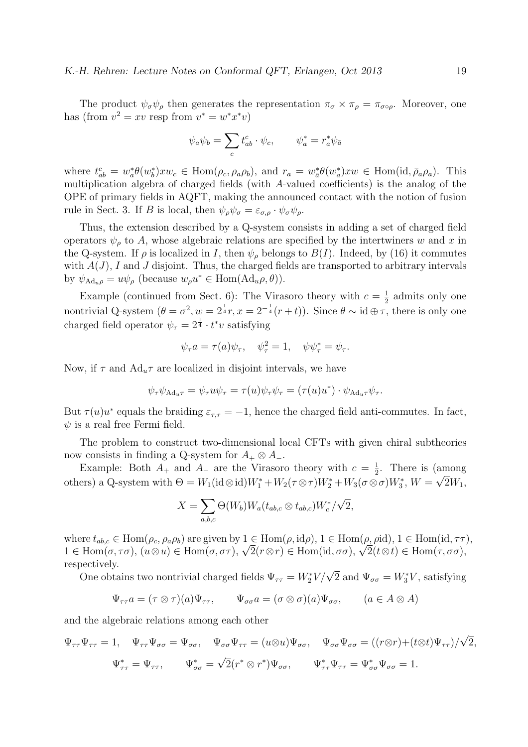The product $\psi_\sigma\psi_\rho$ then generates the representation $\pi_\sigma \times \pi_\rho = \pi_{\sigma\circ\rho}$. Moreover, one has (from $v^2 = xv$ resp from $v^* = w^*x^*v$)

$$\psi_a\psi_b = \sum_c t^c_{ab} \cdot \psi_c, \qquad \psi_a^* = r_a^*\psi_{\bar{a}}$$

where $t^c_{ab} = w_a^*\theta(w_b^*)xw_c \in \mathrm{Hom}(\rho_c, \rho_a\rho_b)$, and $r_a = w_{\bar{a}}^*\theta(w_a^*)xw \in \mathrm{Hom}(\mathrm{id}, \bar{\rho}_a\rho_a)$. This multiplication algebra of charged fields (with $A$-valued coefficients) is the analog of the OPE of primary fields in AQFT, making the announced contact with the notion of fusion rule in Sect. 3. If $B$ is local, then $\psi_\rho\psi_\sigma = \varepsilon_{\sigma,\rho} \cdot \psi_\sigma\psi_\rho$.

Thus, the extension described by a Q-system consists in adding a set of charged field operators $\psi_\rho$ to $A$, whose algebraic relations are specified by the intertwiners $w$ and $x$ in the Q-system. If $\rho$ is localized in $I$, then $\psi_\rho$ belongs to $B(I)$. Indeed, by (16) it commutes with $A(J)$, $I$ and $J$ disjoint. Thus, the charged fields are transported to arbitrary intervals by $\psi_{\mathrm{Ad}_u\rho} = u\psi_\rho$ (because $w_\rho u^* \in \mathrm{Hom}(\mathrm{Ad}_u\rho, \theta)$).

Example (continued from Sect. 6): The Virasoro theory with $c = \frac{1}{2}$ admits only one nontrivial Q-system ($\theta = \sigma^2, w = 2^{\frac{1}{4}}r, x = 2^{-\frac{1}{4}}(r+t)$). Since $\theta \sim \mathrm{id} \oplus \tau$, there is only one charged field operator $\psi_\tau = 2^{\frac{1}{4}} \cdot t^*v$ satisfying

$$\psi_\tau a = \tau(a)\psi_\tau, \quad \psi_\tau^2 = 1, \quad \psi\psi_\tau^* = \psi_\tau.$$

Now, if $\tau$ and $\mathrm{Ad}_u\tau$ are localized in disjoint intervals, we have

$$\psi_\tau\psi_{\mathrm{Ad}_u\tau} = \psi_\tau u\psi_\tau = \tau(u)\psi_\tau\psi_\tau = (\tau(u)u^*) \cdot \psi_{\mathrm{Ad}_u\tau}\psi_\tau.$$

But $\tau(u)u^*$ equals the braiding $\varepsilon_{\tau,\tau} = -1$, hence the charged field anti-commutes. In fact, $\psi$ is a real free Fermi field.

The problem to construct two-dimensional local CFTs with given chiral subtheories now consists in finding a Q-system for $A_+ \otimes A_-$.

Example: Both $A_+$ and $A_-$ are the Virasoro theory with $c = \frac{1}{2}$. There is (among others) a Q-system with $\Theta = W_1(\mathrm{id}\otimes\mathrm{id})W_1^* + W_2(\tau\otimes\tau)W_2^* + W_3(\sigma\otimes\sigma)W_3^*$, $W = \sqrt{2}W_1$,

$$X = \sum_{a,b,c} \Theta(W_b)W_a(t_{ab,c} \otimes t_{ab,c})W_c^*/\sqrt{2},$$

where $t_{ab,c} \in \mathrm{Hom}(\rho_c, \rho_a\rho_b)$ are given by $1 \in \mathrm{Hom}(\rho, \mathrm{id}\rho)$, $1 \in \mathrm{Hom}(\rho, \rho\mathrm{id})$, $1 \in \mathrm{Hom}(\mathrm{id}, \tau\tau)$, $1 \in \mathrm{Hom}(\sigma, \tau\sigma)$, $(u\otimes u) \in \mathrm{Hom}(\sigma, \sigma\tau)$, $\sqrt{2}(r\otimes r) \in \mathrm{Hom}(\mathrm{id}, \sigma\sigma)$, $\sqrt{2}(t\otimes t) \in \mathrm{Hom}(\tau, \sigma\sigma)$, respectively.

One obtains two nontrivial charged fields $\Psi_{\tau\tau} = W_2^*V/\sqrt{2}$ and $\Psi_{\sigma\sigma} = W_3^*V$, satisfying

$$\Psi_{\tau\tau}a = (\tau\otimes\tau)(a)\Psi_{\tau\tau}, \qquad \Psi_{\sigma\sigma}a = (\sigma\otimes\sigma)(a)\Psi_{\sigma\sigma}, \qquad (a \in A\otimes A)$$

and the algebraic relations among each other

$$\Psi_{\tau\tau}\Psi_{\tau\tau} = 1, \quad \Psi_{\tau\tau}\Psi_{\sigma\sigma} = \Psi_{\sigma\sigma}, \quad \Psi_{\sigma\sigma}\Psi_{\tau\tau} = (u\otimes u)\Psi_{\sigma\sigma}, \quad \Psi_{\sigma\sigma}\Psi_{\sigma\sigma} = ((r\otimes r)+(t\otimes t)\Psi_{\tau\tau})/\sqrt{2},$$

$$\Psi_{\tau\tau}^* = \Psi_{\tau\tau}, \qquad \Psi_{\sigma\sigma}^* = \sqrt{2}(r^*\otimes r^*)\Psi_{\sigma\sigma}, \qquad \Psi_{\tau\tau}^*\Psi_{\tau\tau} = \Psi_{\sigma\sigma}^*\Psi_{\sigma\sigma} = 1.$$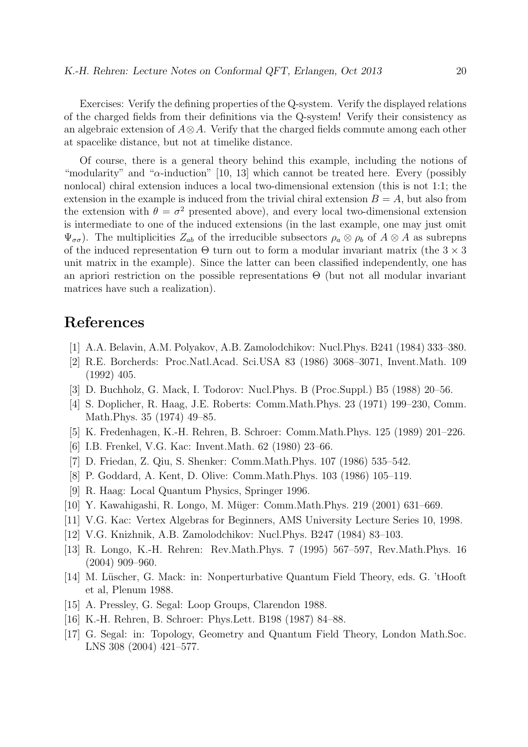Exercises: Verify the defining properties of the Q-system. Verify the displayed relations of the charged fields from their definitions via the Q-system! Verify their consistency as an algebraic extension of $A \otimes A$. Verify that the charged fields commute among each other at spacelike distance, but not at timelike distance.

Of course, there is a general theory behind this example, including the notions of "modularity" and "$\alpha$-induction" [10, 13] which cannot be treated here. Every (possibly nonlocal) chiral extension induces a local two-dimensional extension (this is not 1:1; the extension in the example is induced from the trivial chiral extension $B = A$, but also from the extension with $\theta = \sigma^2$ presented above), and every local two-dimensional extension is intermediate to one of the induced extensions (in the last example, one may just omit $\Psi_{\sigma\sigma}$). The multiplicities $Z_{ab}$ of the irreducible subsectors $\rho_a \otimes \rho_b$ of $A \otimes A$ as subrepns of the induced representation $\Theta$ turn out to form a modular invariant matrix (the $3 \times 3$ unit matrix in the example). Since the latter can been classified independently, one has an apriori restriction on the possible representations $\Theta$ (but not all modular invariant matrices have such a realization).

# References

[1] A.A. Belavin, A.M. Polyakov, A.B. Zamolodchikov: Nucl.Phys. B241 (1984) 333–380.

[2] R.E. Borcherds: Proc.Natl.Acad. Sci.USA 83 (1986) 3068–3071, Invent.Math. 109 (1992) 405.

[3] D. Buchholz, G. Mack, I. Todorov: Nucl.Phys. B (Proc.Suppl.) B5 (1988) 20–56.

[4] S. Doplicher, R. Haag, J.E. Roberts: Comm.Math.Phys. 23 (1971) 199–230, Comm. Math.Phys. 35 (1974) 49–85.

[5] K. Fredenhagen, K.-H. Rehren, B. Schroer: Comm.Math.Phys. 125 (1989) 201–226.

[6] I.B. Frenkel, V.G. Kac: Invent.Math. 62 (1980) 23–66.

[7] D. Friedan, Z. Qiu, S. Shenker: Comm.Math.Phys. 107 (1986) 535–542.

[8] P. Goddard, A. Kent, D. Olive: Comm.Math.Phys. 103 (1986) 105–119.

[9] R. Haag: Local Quantum Physics, Springer 1996.

[10] Y. Kawahigashi, R. Longo, M. Müger: Comm.Math.Phys. 219 (2001) 631–669.

[11] V.G. Kac: Vertex Algebras for Beginners, AMS University Lecture Series 10, 1998.

[12] V.G. Knizhnik, A.B. Zamolodchikov: Nucl.Phys. B247 (1984) 83–103.

[13] R. Longo, K.-H. Rehren: Rev.Math.Phys. 7 (1995) 567–597, Rev.Math.Phys. 16 (2004) 909–960.

[14] M. Lüscher, G. Mack: in: Nonperturbative Quantum Field Theory, eds. G. 'tHooft et al, Plenum 1988.

[15] A. Pressley, G. Segal: Loop Groups, Clarendon 1988.

[16] K.-H. Rehren, B. Schroer: Phys.Lett. B198 (1987) 84–88.

[17] G. Segal: in: Topology, Geometry and Quantum Field Theory, London Math.Soc. LNS 308 (2004) 421–577.